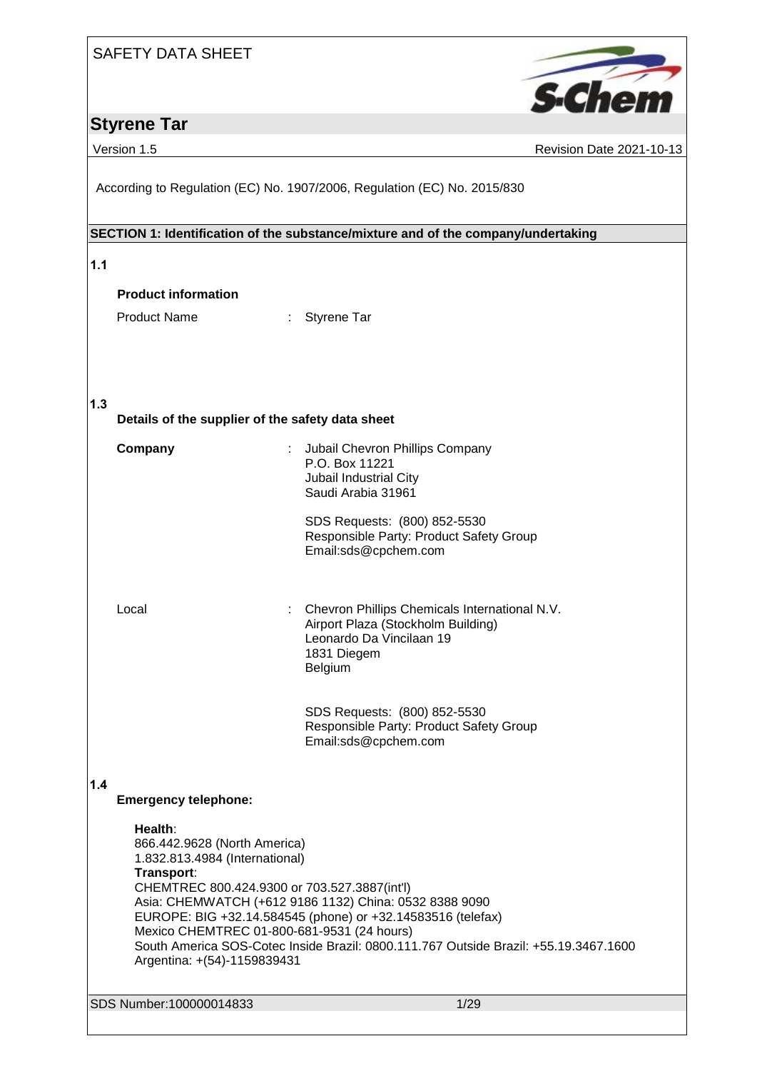SAFETY DATA SHEET

# Styrene Tar

Version 1.5 | Revision Date 2021-10-13

According to Regulation (EC) No. 1907/2006, Regulation (EC) No. 2015/830

## SECTION 1: Identification of the substance/mixture and of the company/undertaking

**1.1**

**Product information**

Product Name : Styrene Tar

**1.3**

**Details of the supplier of the safety data sheet**

**Company** : Jubail Chevron Phillips Company
P.O. Box 11221
Jubail Industrial City
Saudi Arabia 31961

SDS Requests: (800) 852-5530
Responsible Party: Product Safety Group
Email:sds@cpchem.com

Local : Chevron Phillips Chemicals International N.V.
Airport Plaza (Stockholm Building)
Leonardo Da Vincilaan 19
1831 Diegem
Belgium

SDS Requests: (800) 852-5530
Responsible Party: Product Safety Group
Email:sds@cpchem.com

**1.4**

**Emergency telephone:**

**Health**:
866.442.9628 (North America)
1.832.813.4984 (International)
**Transport**:
CHEMTREC 800.424.9300 or 703.527.3887(int'l)
Asia: CHEMWATCH (+612 9186 1132) China: 0532 8388 9090
EUROPE: BIG +32.14.584545 (phone) or +32.14583516 (telefax)
Mexico CHEMTREC 01-800-681-9531 (24 hours)
South America SOS-Cotec Inside Brazil: 0800.111.767 Outside Brazil: +55.19.3467.1600
Argentina: +(54)-1159839431

SDS Number:100000014833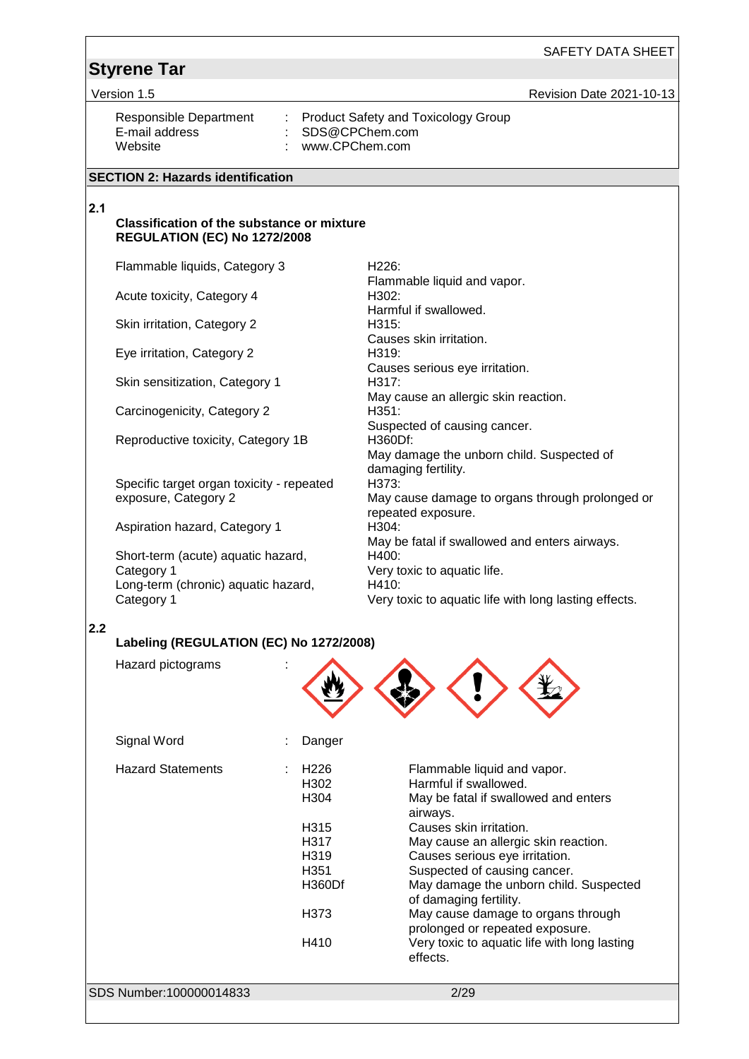| | | |
|---|---|---|
| Responsible Department | : | Product Safety and Toxicology Group |
| E-mail address | : | SDS@CPChem.com |
| Website | : | www.CPChem.com |

## SECTION 2: Hazards identification

### 2.1 Classification of the substance or mixture

**REGULATION (EC) No 1272/2008**

| Classification | Hazard statement |
|---|---|
| Flammable liquids, Category 3 | H226: Flammable liquid and vapor. |
| Acute toxicity, Category 4 | H302: Harmful if swallowed. |
| Skin irritation, Category 2 | H315: Causes skin irritation. |
| Eye irritation, Category 2 | H319: Causes serious eye irritation. |
| Skin sensitization, Category 1 | H317: May cause an allergic skin reaction. |
| Carcinogenicity, Category 2 | H351: Suspected of causing cancer. |
| Reproductive toxicity, Category 1B | H360Df: May damage the unborn child. Suspected of damaging fertility. |
| Specific target organ toxicity - repeated exposure, Category 2 | H373: May cause damage to organs through prolonged or repeated exposure. |
| Aspiration hazard, Category 1 | H304: May be fatal if swallowed and enters airways. |
| Short-term (acute) aquatic hazard, Category 1 | H400: Very toxic to aquatic life. |
| Long-term (chronic) aquatic hazard, Category 1 | H410: Very toxic to aquatic life with long lasting effects. |

### 2.2 Labeling (REGULATION (EC) No 1272/2008)

Hazard pictograms :

Signal Word : Danger

Hazard Statements :

| Code | Statement |
|---|---|
| H226 | Flammable liquid and vapor. |
| H302 | Harmful if swallowed. |
| H304 | May be fatal if swallowed and enters airways. |
| H315 | Causes skin irritation. |
| H317 | May cause an allergic skin reaction. |
| H319 | Causes serious eye irritation. |
| H351 | Suspected of causing cancer. |
| H360Df | May damage the unborn child. Suspected of damaging fertility. |
| H373 | May cause damage to organs through prolonged or repeated exposure. |
| H410 | Very toxic to aquatic life with long lasting effects. |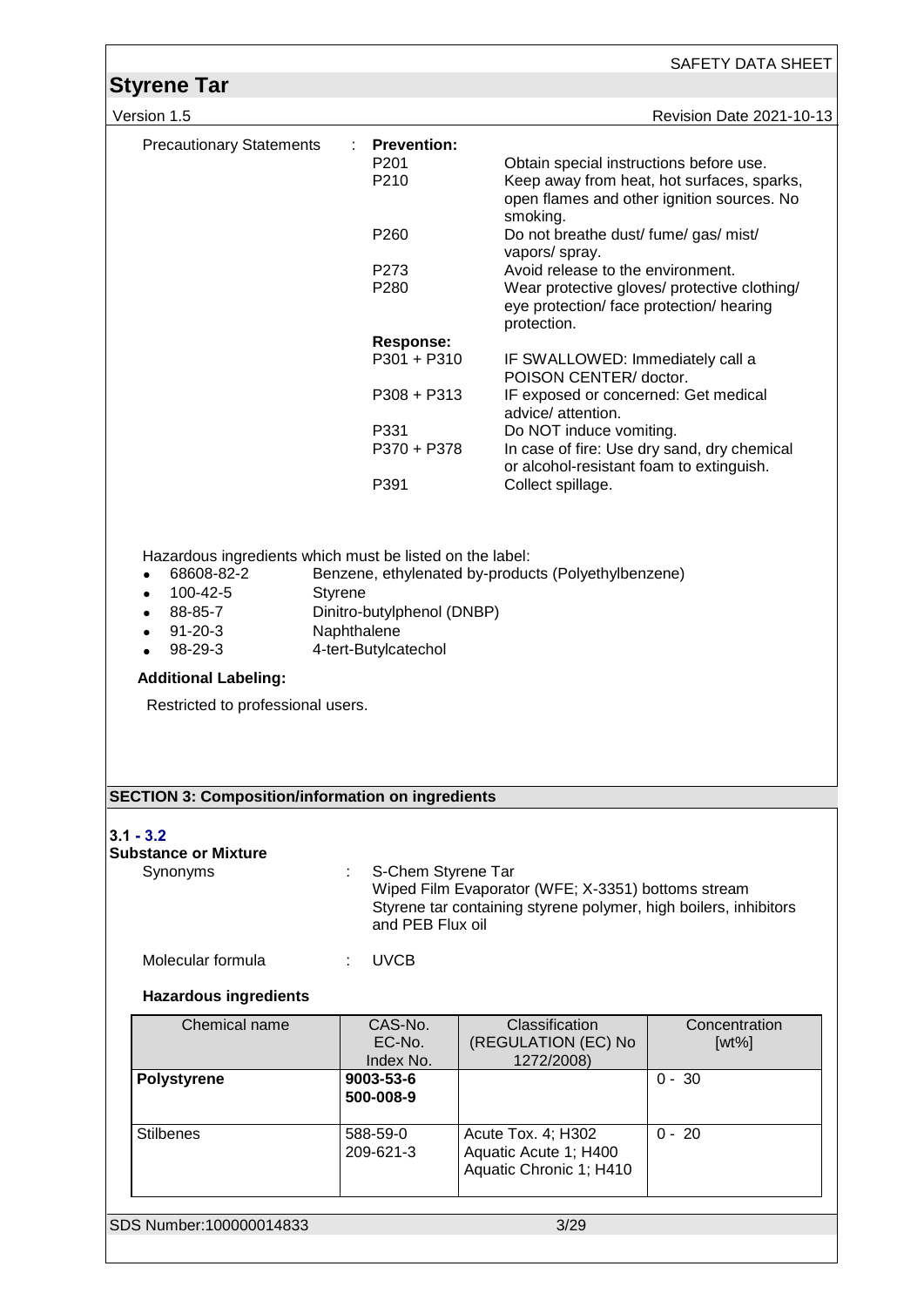| Precautionary Statements | : | **Prevention:** | |
|---|---|---|---|
| | | P201 | Obtain special instructions before use. |
| | | P210 | Keep away from heat, hot surfaces, sparks, open flames and other ignition sources. No smoking. |
| | | P260 | Do not breathe dust/ fume/ gas/ mist/ vapors/ spray. |
| | | P273 | Avoid release to the environment. |
| | | P280 | Wear protective gloves/ protective clothing/ eye protection/ face protection/ hearing protection. |
| | | **Response:** | |
| | | P301 + P310 | IF SWALLOWED: Immediately call a POISON CENTER/ doctor. |
| | | P308 + P313 | IF exposed or concerned: Get medical advice/ attention. |
| | | P331 | Do NOT induce vomiting. |
| | | P370 + P378 | In case of fire: Use dry sand, dry chemical or alcohol-resistant foam to extinguish. |
| | | P391 | Collect spillage. |

Hazardous ingredients which must be listed on the label:

- 68608-82-2 Benzene, ethylenated by-products (Polyethylbenzene)
- 100-42-5 Styrene
- 88-85-7 Dinitro-butylphenol (DNBP)
- 91-20-3 Naphthalene
- 98-29-3 4-tert-Butylcatechol

**Additional Labeling:**

Restricted to professional users.

## SECTION 3: Composition/information on ingredients

**3.1 - 3.2**

**Substance or Mixture**

Synonyms : S-Chem Styrene Tar
Wiped Film Evaporator (WFE; X-3351) bottoms stream
Styrene tar containing styrene polymer, high boilers, inhibitors and PEB Flux oil

Molecular formula : UVCB

**Hazardous ingredients**

| Chemical name | CAS-No.<br>EC-No.<br>Index No. | Classification<br>(REGULATION (EC) No 1272/2008) | Concentration<br>[wt%] |
|---|---|---|---|
| **Polystyrene** | **9003-53-6**<br>**500-008-9** | | 0 - 30 |
| Stilbenes | 588-59-0<br>209-621-3 | Acute Tox. 4; H302<br>Aquatic Acute 1; H400<br>Aquatic Chronic 1; H410 | 0 - 20 |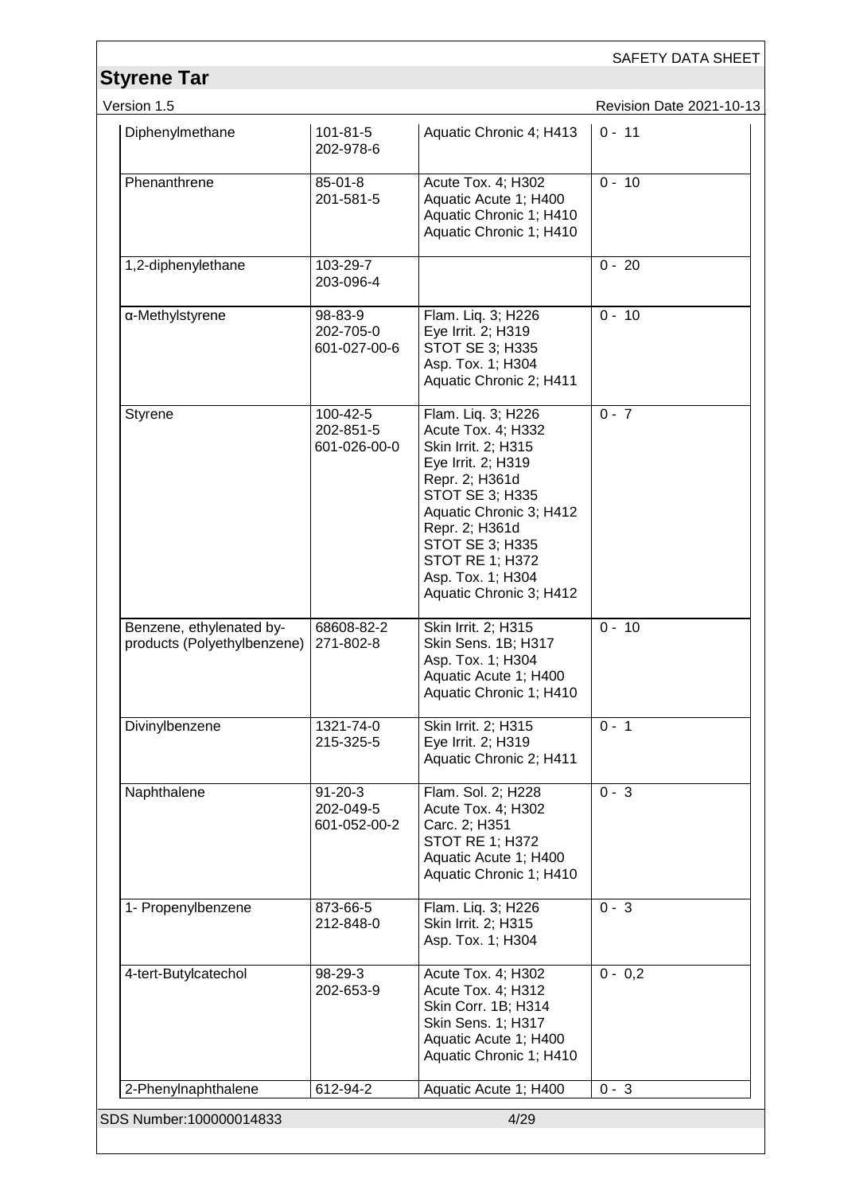| | | | |
|---|---|---|---|
| Diphenylmethane | 101-81-5<br>202-978-6 | Aquatic Chronic 4; H413 | 0 - 11 |
| Phenanthrene | 85-01-8<br>201-581-5 | Acute Tox. 4; H302<br>Aquatic Acute 1; H400<br>Aquatic Chronic 1; H410<br>Aquatic Chronic 1; H410 | 0 - 10 |
| 1,2-diphenylethane | 103-29-7<br>203-096-4 | | 0 - 20 |
| α-Methylstyrene | 98-83-9<br>202-705-0<br>601-027-00-6 | Flam. Liq. 3; H226<br>Eye Irrit. 2; H319<br>STOT SE 3; H335<br>Asp. Tox. 1; H304<br>Aquatic Chronic 2; H411 | 0 - 10 |
| Styrene | 100-42-5<br>202-851-5<br>601-026-00-0 | Flam. Liq. 3; H226<br>Acute Tox. 4; H332<br>Skin Irrit. 2; H315<br>Eye Irrit. 2; H319<br>Repr. 2; H361d<br>STOT SE 3; H335<br>Aquatic Chronic 3; H412<br>Repr. 2; H361d<br>STOT SE 3; H335<br>STOT RE 1; H372<br>Asp. Tox. 1; H304<br>Aquatic Chronic 3; H412 | 0 - 7 |
| Benzene, ethylenated by-products (Polyethylbenzene) | 68608-82-2<br>271-802-8 | Skin Irrit. 2; H315<br>Skin Sens. 1B; H317<br>Asp. Tox. 1; H304<br>Aquatic Acute 1; H400<br>Aquatic Chronic 1; H410 | 0 - 10 |
| Divinylbenzene | 1321-74-0<br>215-325-5 | Skin Irrit. 2; H315<br>Eye Irrit. 2; H319<br>Aquatic Chronic 2; H411 | 0 - 1 |
| Naphthalene | 91-20-3<br>202-049-5<br>601-052-00-2 | Flam. Sol. 2; H228<br>Acute Tox. 4; H302<br>Carc. 2; H351<br>STOT RE 1; H372<br>Aquatic Acute 1; H400<br>Aquatic Chronic 1; H410 | 0 - 3 |
| 1- Propenylbenzene | 873-66-5<br>212-848-0 | Flam. Liq. 3; H226<br>Skin Irrit. 2; H315<br>Asp. Tox. 1; H304 | 0 - 3 |
| 4-tert-Butylcatechol | 98-29-3<br>202-653-9 | Acute Tox. 4; H302<br>Acute Tox. 4; H312<br>Skin Corr. 1B; H314<br>Skin Sens. 1; H317<br>Aquatic Acute 1; H400<br>Aquatic Chronic 1; H410 | 0 - 0,2 |
| 2-Phenylnaphthalene | 612-94-2 | Aquatic Acute 1; H400 | 0 - 3 |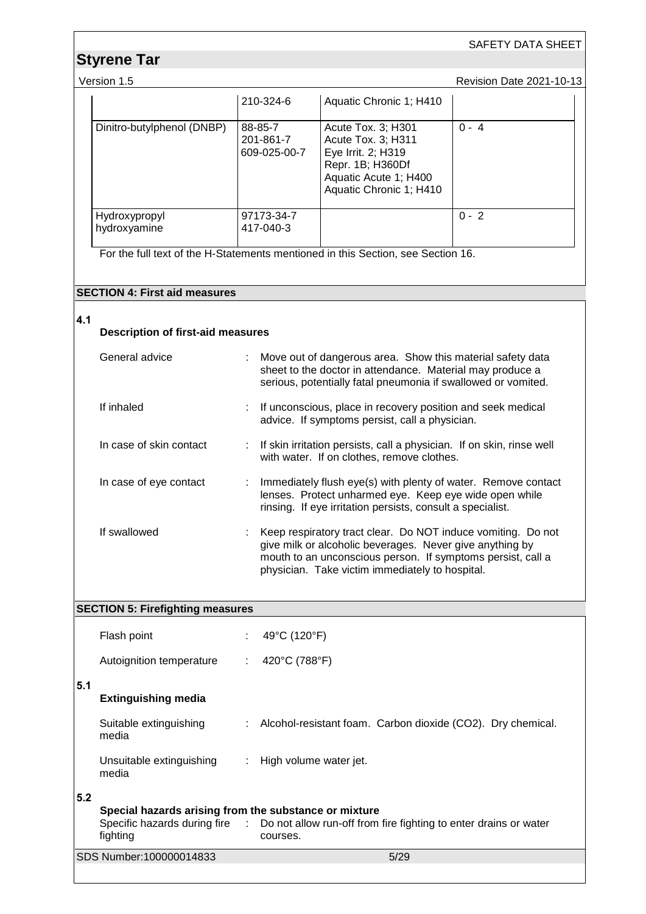| | | | |
|---|---|---|---|
| | 210-324-6 | Aquatic Chronic 1; H410 | |
| Dinitro-butylphenol (DNBP) | 88-85-7<br>201-861-7<br>609-025-00-7 | Acute Tox. 3; H301<br>Acute Tox. 3; H311<br>Eye Irrit. 2; H319<br>Repr. 1B; H360Df<br>Aquatic Acute 1; H400<br>Aquatic Chronic 1; H410 | 0 - 4 |
| Hydroxypropyl hydroxyamine | 97173-34-7<br>417-040-3 | | 0 - 2 |

For the full text of the H-Statements mentioned in this Section, see Section 16.

## SECTION 4: First aid measures

### 4.1 Description of first-aid measures

General advice : Move out of dangerous area. Show this material safety data sheet to the doctor in attendance. Material may produce a serious, potentially fatal pneumonia if swallowed or vomited.

If inhaled : If unconscious, place in recovery position and seek medical advice. If symptoms persist, call a physician.

In case of skin contact : If skin irritation persists, call a physician. If on skin, rinse well with water. If on clothes, remove clothes.

In case of eye contact : Immediately flush eye(s) with plenty of water. Remove contact lenses. Protect unharmed eye. Keep eye wide open while rinsing. If eye irritation persists, consult a specialist.

If swallowed : Keep respiratory tract clear. Do NOT induce vomiting. Do not give milk or alcoholic beverages. Never give anything by mouth to an unconscious person. If symptoms persist, call a physician. Take victim immediately to hospital.

## SECTION 5: Firefighting measures

Flash point : 49°C (120°F)

Autoignition temperature : 420°C (788°F)

### 5.1 Extinguishing media

Suitable extinguishing media : Alcohol-resistant foam. Carbon dioxide ($CO_2$). Dry chemical.

Unsuitable extinguishing media : High volume water jet.

### 5.2 Special hazards arising from the substance or mixture

Specific hazards during fire fighting : Do not allow run-off from fire fighting to enter drains or water courses.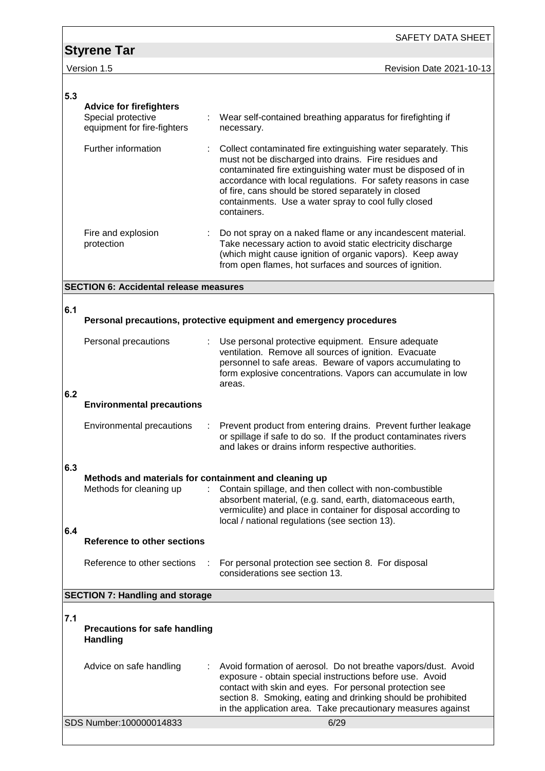**5.3**

**Advice for firefighters**

Special protective equipment for fire-fighters : Wear self-contained breathing apparatus for firefighting if necessary.

Further information : Collect contaminated fire extinguishing water separately. This must not be discharged into drains. Fire residues and contaminated fire extinguishing water must be disposed of in accordance with local regulations. For safety reasons in case of fire, cans should be stored separately in closed containments. Use a water spray to cool fully closed containers.

Fire and explosion protection : Do not spray on a naked flame or any incandescent material. Take necessary action to avoid static electricity discharge (which might cause ignition of organic vapors). Keep away from open flames, hot surfaces and sources of ignition.

## SECTION 6: Accidental release measures

**6.1**

**Personal precautions, protective equipment and emergency procedures**

Personal precautions : Use personal protective equipment. Ensure adequate ventilation. Remove all sources of ignition. Evacuate personnel to safe areas. Beware of vapors accumulating to form explosive concentrations. Vapors can accumulate in low areas.

**6.2**

**Environmental precautions**

Environmental precautions : Prevent product from entering drains. Prevent further leakage or spillage if safe to do so. If the product contaminates rivers and lakes or drains inform respective authorities.

**6.3**

**Methods and materials for containment and cleaning up**

Methods for cleaning up : Contain spillage, and then collect with non-combustible absorbent material, (e.g. sand, earth, diatomaceous earth, vermiculite) and place in container for disposal according to local / national regulations (see section 13).

**6.4**

**Reference to other sections**

Reference to other sections : For personal protection see section 8. For disposal considerations see section 13.

## SECTION 7: Handling and storage

**7.1**

**Precautions for safe handling**
**Handling**

Advice on safe handling : Avoid formation of aerosol. Do not breathe vapors/dust. Avoid exposure - obtain special instructions before use. Avoid contact with skin and eyes. For personal protection see section 8. Smoking, eating and drinking should be prohibited in the application area. Take precautionary measures against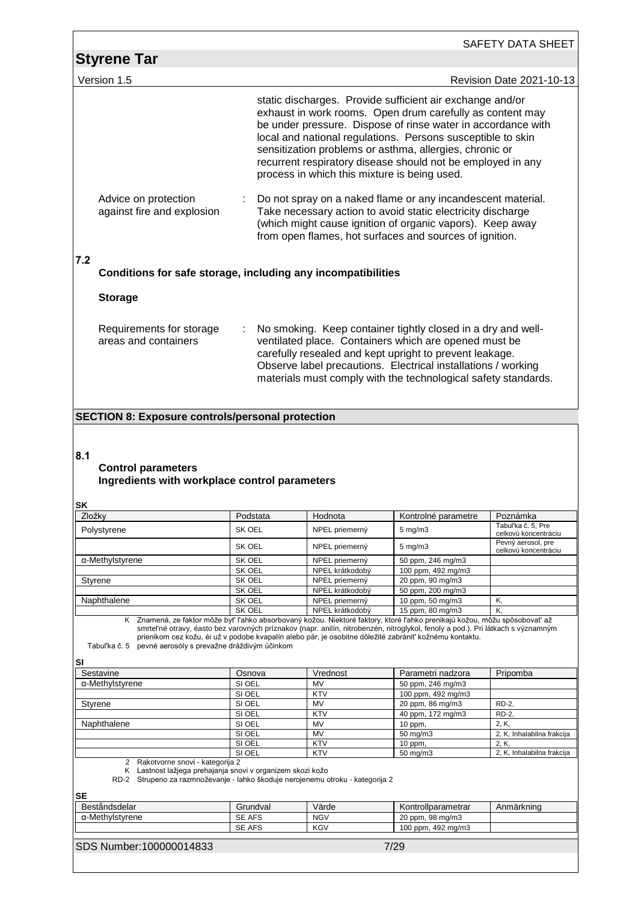static discharges. Provide sufficient air exchange and/or exhaust in work rooms. Open drum carefully as content may be under pressure. Dispose of rinse water in accordance with local and national regulations. Persons susceptible to skin sensitization problems or asthma, allergies, chronic or recurrent respiratory disease should not be employed in any process in which this mixture is being used.

Advice on protection against fire and explosion : Do not spray on a naked flame or any incandescent material. Take necessary action to avoid static electricity discharge (which might cause ignition of organic vapors). Keep away from open flames, hot surfaces and sources of ignition.

## 7.2 Conditions for safe storage, including any incompatibilities

**Storage**

Requirements for storage areas and containers : No smoking. Keep container tightly closed in a dry and well-ventilated place. Containers which are opened must be carefully resealed and kept upright to prevent leakage. Observe label precautions. Electrical installations / working materials must comply with the technological safety standards.

## SECTION 8: Exposure controls/personal protection

### 8.1 Control parameters

**Ingredients with workplace control parameters**

**SK**

| Zložky | Podstata | Hodnota | Kontrolné parametre | Poznámka |
|---|---|---|---|---|
| Polystyrene | SK OEL | NPEL priemerný | 5 mg/m3 | Tabuľka č. 5, Pre celkovú koncentráciu |
| | SK OEL | NPEL priemerný | 5 mg/m3 | Pevný aerosol, pre celkovú koncentráciu |
| α-Methylstyrene | SK OEL | NPEL priemerný | 50 ppm, 246 mg/m3 | |
| | SK OEL | NPEL krátkodobý | 100 ppm, 492 mg/m3 | |
| Styrene | SK OEL | NPEL priemerný | 20 ppm, 90 mg/m3 | |
| | SK OEL | NPEL krátkodobý | 50 ppm, 200 mg/m3 | |
| Naphthalene | SK OEL | NPEL priemerný | 10 ppm, 50 mg/m3 | K, |
| | SK OEL | NPEL krátkodobý | 15 ppm, 80 mg/m3 | K, |

K Znamená, ze faktor môže byť ľahko absorbovaný kožou. Niektoré faktory, ktoré ľahko prenikajú kožou, môžu spôsobovať až smrteľné otravy, éasto bez varovných príznakov (napr. anilín, nitrobenzén, nitroglykol, fenoly a pod.). Pri látkach s významným prienikom cez kožu, éi už v podobe kvapalín alebo pár, je osobitne dôležité zabrániť kožnému kontaktu.

Tabuľka č. 5 pevné aerosóly s prevažne dráždivým účinkom

**SI**

| Sestavine | Osnova | Vrednost | Parametri nadzora | Pripomba |
|---|---|---|---|---|
| α-Methylstyrene | SI OEL | MV | 50 ppm, 246 mg/m3 | |
| | SI OEL | KTV | 100 ppm, 492 mg/m3 | |
| Styrene | SI OEL | MV | 20 ppm, 86 mg/m3 | RD-2, |
| | SI OEL | KTV | 40 ppm, 172 mg/m3 | RD-2, |
| Naphthalene | SI OEL | MV | 10 ppm, | 2, K, |
| | SI OEL | MV | 50 mg/m3 | 2, K, Inhalabilna frakcija |
| | SI OEL | KTV | 10 ppm, | 2, K, |
| | SI OEL | KTV | 50 mg/m3 | 2, K, Inhalabilna frakcija |

2 Rakotvorne snovi - kategorija 2

K Lastnost lažjega prehajanja snovi v organizem skozi kožo

RD-2 Strupeno za razmnoževanje - lahko škoduje nerojenemu otroku - kategorija 2

**SE**

| Beståndsdelar | Grundval | Värde | Kontrollparametrar | Anmärkning |
|---|---|---|---|---|
| α-Methylstyrene | SE AFS | NGV | 20 ppm, 98 mg/m3 | |
| | SE AFS | KGV | 100 ppm, 492 mg/m3 | |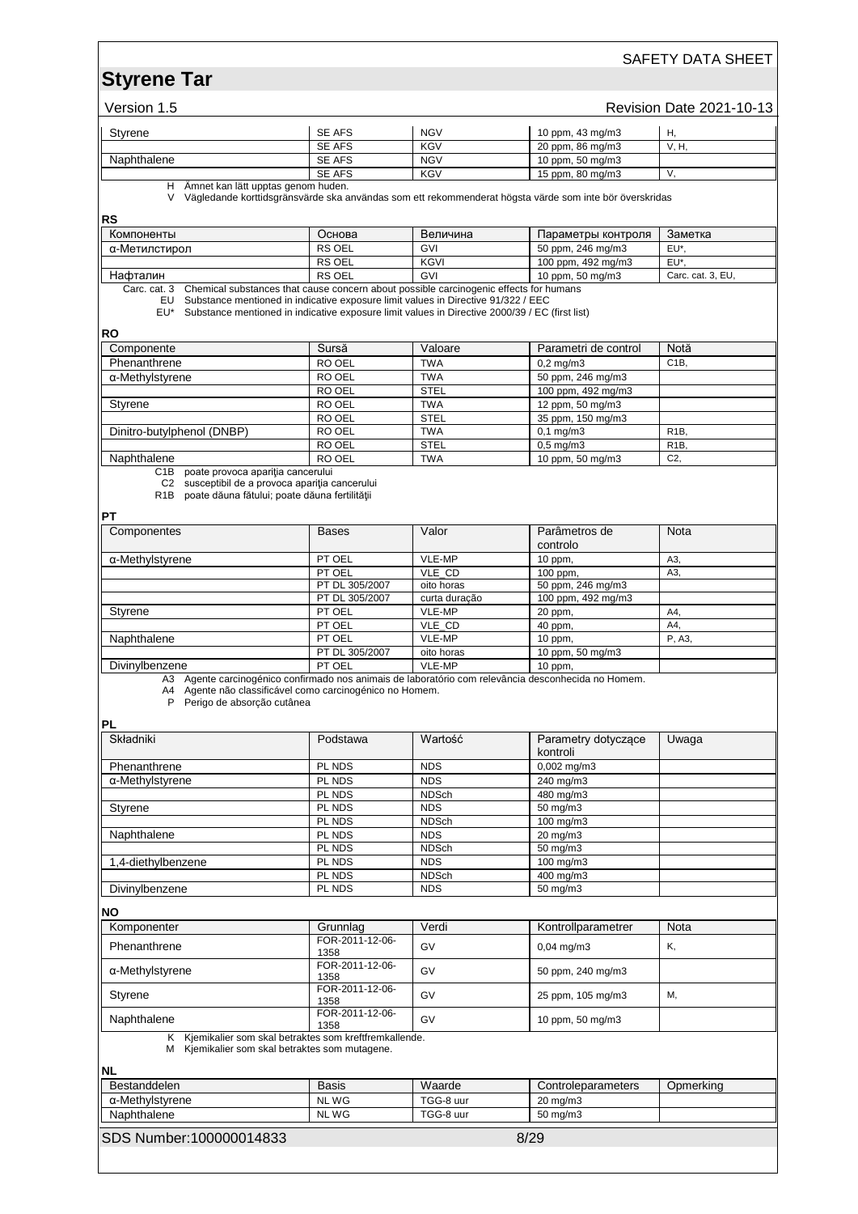| Styrene | SE AFS | NGV | 10 ppm, 43 mg/m3 | H, |
|---|---|---|---|---|
| | SE AFS | KGV | 20 ppm, 86 mg/m3 | V, H, |
| Naphthalene | SE AFS | NGV | 10 ppm, 50 mg/m3 | |
| | SE AFS | KGV | 15 ppm, 80 mg/m3 | V, |

H Ämnet kan lätt upptas genom huden.
V Vägledande korttidsgränsvärde ska användas som ett rekommenderat högsta värde som inte bör överskridas

**RS**

| Компоненты | Основа | Величина | Параметры контроля | Заметка |
|---|---|---|---|---|
| α-Метилстирол | RS OEL | GVI | 50 ppm, 246 mg/m3 | EU*, |
| | RS OEL | KGVI | 100 ppm, 492 mg/m3 | EU*, |
| Нафталин | RS OEL | GVI | 10 ppm, 50 mg/m3 | Carc. cat. 3, EU, |

Carc. cat. 3 Chemical substances that cause concern about possible carcinogenic effects for humans
EU Substance mentioned in indicative exposure limit values in Directive 91/322 / EEC
EU* Substance mentioned in indicative exposure limit values in Directive 2000/39 / EC (first list)

**RO**

| Componente | Sursă | Valoare | Parametri de control | Notă |
|---|---|---|---|---|
| Phenanthrene | RO OEL | TWA | 0,2 mg/m3 | C1B, |
| α-Methylstyrene | RO OEL | TWA | 50 ppm, 246 mg/m3 | |
| | RO OEL | STEL | 100 ppm, 492 mg/m3 | |
| Styrene | RO OEL | TWA | 12 ppm, 50 mg/m3 | |
| | RO OEL | STEL | 35 ppm, 150 mg/m3 | |
| Dinitro-butylphenol (DNBP) | RO OEL | TWA | 0,1 mg/m3 | R1B, |
| | RO OEL | STEL | 0,5 mg/m3 | R1B, |
| Naphthalene | RO OEL | TWA | 10 ppm, 50 mg/m3 | C2, |

C1B poate provoca apariţia cancerului
C2 susceptibil de a provoca apariţia cancerului
R1B poate dăuna fătului; poate dăuna fertilităţii

**PT**

| Componentes | Bases | Valor | Parâmetros de controlo | Nota |
|---|---|---|---|---|
| α-Methylstyrene | PT OEL | VLE-MP | 10 ppm, | A3, |
| | PT OEL | VLE_CD | 100 ppm, | A3, |
| | PT DL 305/2007 | oito horas | 50 ppm, 246 mg/m3 | |
| | PT DL 305/2007 | curta duração | 100 ppm, 492 mg/m3 | |
| Styrene | PT OEL | VLE-MP | 20 ppm, | A4, |
| | PT OEL | VLE_CD | 40 ppm, | A4, |
| Naphthalene | PT OEL | VLE-MP | 10 ppm, | P, A3, |
| | PT DL 305/2007 | oito horas | 10 ppm, 50 mg/m3 | |
| Divinylbenzene | PT OEL | VLE-MP | 10 ppm, | |

A3 Agente carcinogénico confirmado nos animais de laboratório com relevância desconhecida no Homem.
A4 Agente não classificável como carcinogénico no Homem.
P Perigo de absorção cutânea

**PL**

| Składniki | Podstawa | Wartość | Parametry dotyczące kontroli | Uwaga |
|---|---|---|---|---|
| Phenanthrene | PL NDS | NDS | 0,002 mg/m3 | |
| α-Methylstyrene | PL NDS | NDS | 240 mg/m3 | |
| | PL NDS | NDSch | 480 mg/m3 | |
| Styrene | PL NDS | NDS | 50 mg/m3 | |
| | PL NDS | NDSch | 100 mg/m3 | |
| Naphthalene | PL NDS | NDS | 20 mg/m3 | |
| | PL NDS | NDSch | 50 mg/m3 | |
| 1,4-diethylbenzene | PL NDS | NDS | 100 mg/m3 | |
| | PL NDS | NDSch | 400 mg/m3 | |
| Divinylbenzene | PL NDS | NDS | 50 mg/m3 | |

**NO**

| Komponenter | Grunnlag | Verdi | Kontrollparametrer | Nota |
|---|---|---|---|---|
| Phenanthrene | FOR-2011-12-06-1358 | GV | 0,04 mg/m3 | K, |
| α-Methylstyrene | FOR-2011-12-06-1358 | GV | 50 ppm, 240 mg/m3 | |
| Styrene | FOR-2011-12-06-1358 | GV | 25 ppm, 105 mg/m3 | M, |
| Naphthalene | FOR-2011-12-06-1358 | GV | 10 ppm, 50 mg/m3 | |

K Kjemikalier som skal betraktes som kreftfremkallende.
M Kjemikalier som skal betraktes som mutagene.

**NL**

| Bestanddelen | Basis | Waarde | Controleparameters | Opmerking |
|---|---|---|---|---|
| α-Methylstyrene | NL WG | TGG-8 uur | 20 mg/m3 | |
| Naphthalene | NL WG | TGG-8 uur | 50 mg/m3 | |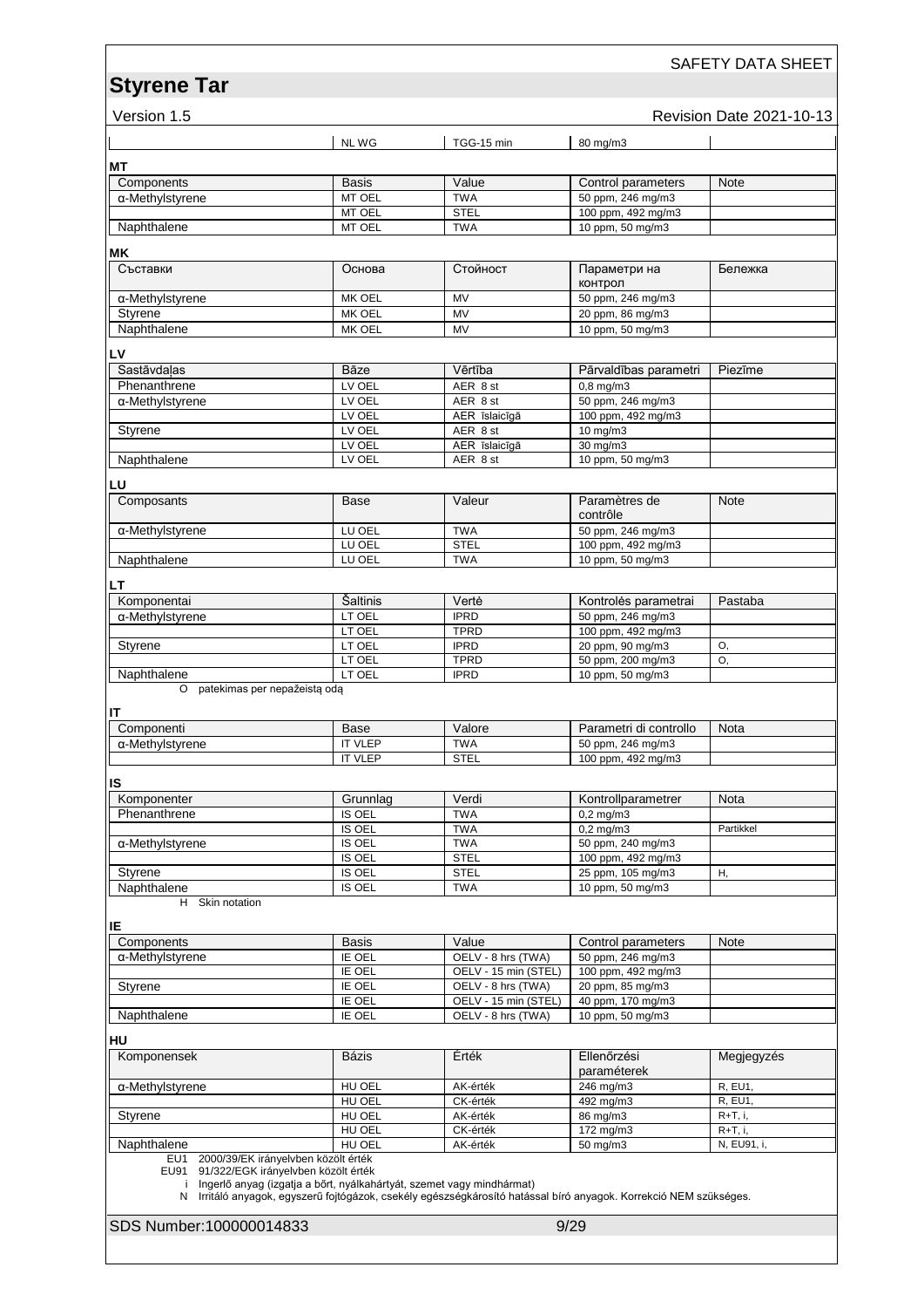| | NL WG | TGG-15 min | 80 mg/m3 | |
|---|---|---|---|---|

**MT**

| Components | Basis | Value | Control parameters | Note |
|---|---|---|---|---|
| α-Methylstyrene | MT OEL | TWA | 50 ppm, 246 mg/m3 | |
| | MT OEL | STEL | 100 ppm, 492 mg/m3 | |
| Naphthalene | MT OEL | TWA | 10 ppm, 50 mg/m3 | |

**MK**

| Съставки | Основа | Стойност | Параметри на контрол | Бележка |
|---|---|---|---|---|
| α-Methylstyrene | MK OEL | MV | 50 ppm, 246 mg/m3 | |
| Styrene | MK OEL | MV | 20 ppm, 86 mg/m3 | |
| Naphthalene | MK OEL | MV | 10 ppm, 50 mg/m3 | |

**LV**

| Sastāvdaļas | Bāze | Vērtība | Pārvaldības parametri | Piezīme |
|---|---|---|---|---|
| Phenanthrene | LV OEL | AER 8 st | 0,8 mg/m3 | |
| α-Methylstyrene | LV OEL | AER 8 st | 50 ppm, 246 mg/m3 | |
| | LV OEL | AER īslaicīgā | 100 ppm, 492 mg/m3 | |
| Styrene | LV OEL | AER 8 st | 10 mg/m3 | |
| | LV OEL | AER īslaicīgā | 30 mg/m3 | |
| Naphthalene | LV OEL | AER 8 st | 10 ppm, 50 mg/m3 | |

**LU**

| Composants | Base | Valeur | Paramètres de contrôle | Note |
|---|---|---|---|---|
| α-Methylstyrene | LU OEL | TWA | 50 ppm, 246 mg/m3 | |
| | LU OEL | STEL | 100 ppm, 492 mg/m3 | |
| Naphthalene | LU OEL | TWA | 10 ppm, 50 mg/m3 | |

**LT**

| Komponentai | Šaltinis | Vertė | Kontrolės parametrai | Pastaba |
|---|---|---|---|---|
| α-Methylstyrene | LT OEL | IPRD | 50 ppm, 246 mg/m3 | |
| | LT OEL | TPRD | 100 ppm, 492 mg/m3 | |
| Styrene | LT OEL | IPRD | 20 ppm, 90 mg/m3 | O, |
| | LT OEL | TPRD | 50 ppm, 200 mg/m3 | O, |
| Naphthalene | LT OEL | IPRD | 10 ppm, 50 mg/m3 | |

O patekimas per nepažeistą odą

**IT**

| Componenti | Base | Valore | Parametri di controllo | Nota |
|---|---|---|---|---|
| α-Methylstyrene | IT VLEP | TWA | 50 ppm, 246 mg/m3 | |
| | IT VLEP | STEL | 100 ppm, 492 mg/m3 | |

**IS**

| Komponenter | Grunnlag | Verdi | Kontrollparametrer | Nota |
|---|---|---|---|---|
| Phenanthrene | IS OEL | TWA | 0,2 mg/m3 | |
| | IS OEL | TWA | 0,2 mg/m3 | Partikkel |
| α-Methylstyrene | IS OEL | TWA | 50 ppm, 240 mg/m3 | |
| | IS OEL | STEL | 100 ppm, 492 mg/m3 | |
| Styrene | IS OEL | STEL | 25 ppm, 105 mg/m3 | H, |
| Naphthalene | IS OEL | TWA | 10 ppm, 50 mg/m3 | |

H Skin notation

**IE**

| Components | Basis | Value | Control parameters | Note |
|---|---|---|---|---|
| α-Methylstyrene | IE OEL | OELV - 8 hrs (TWA) | 50 ppm, 246 mg/m3 | |
| | IE OEL | OELV - 15 min (STEL) | 100 ppm, 492 mg/m3 | |
| Styrene | IE OEL | OELV - 8 hrs (TWA) | 20 ppm, 85 mg/m3 | |
| | IE OEL | OELV - 15 min (STEL) | 40 ppm, 170 mg/m3 | |
| Naphthalene | IE OEL | OELV - 8 hrs (TWA) | 10 ppm, 50 mg/m3 | |

**HU**

| Komponensek | Bázis | Érték | Ellenőrzési paraméterek | Megjegyzés |
|---|---|---|---|---|
| α-Methylstyrene | HU OEL | AK-érték | 246 mg/m3 | R, EU1, |
| | HU OEL | CK-érték | 492 mg/m3 | R, EU1, |
| Styrene | HU OEL | AK-érték | 86 mg/m3 | R+T, i, |
| | HU OEL | CK-érték | 172 mg/m3 | R+T, i, |
| Naphthalene | HU OEL | AK-érték | 50 mg/m3 | N, EU91, i, |

EU1 2000/39/EK irányelvben közölt érték
EU91 91/322/EGK irányelvben közölt érték
i Ingerlő anyag (izgatja a bőrt, nyálkahártyát, szemet vagy mindhármat)
N Irritáló anyagok, egyszerű fojtógázok, csekély egészségkárosító hatással bíró anyagok. Korrekció NEM szükséges.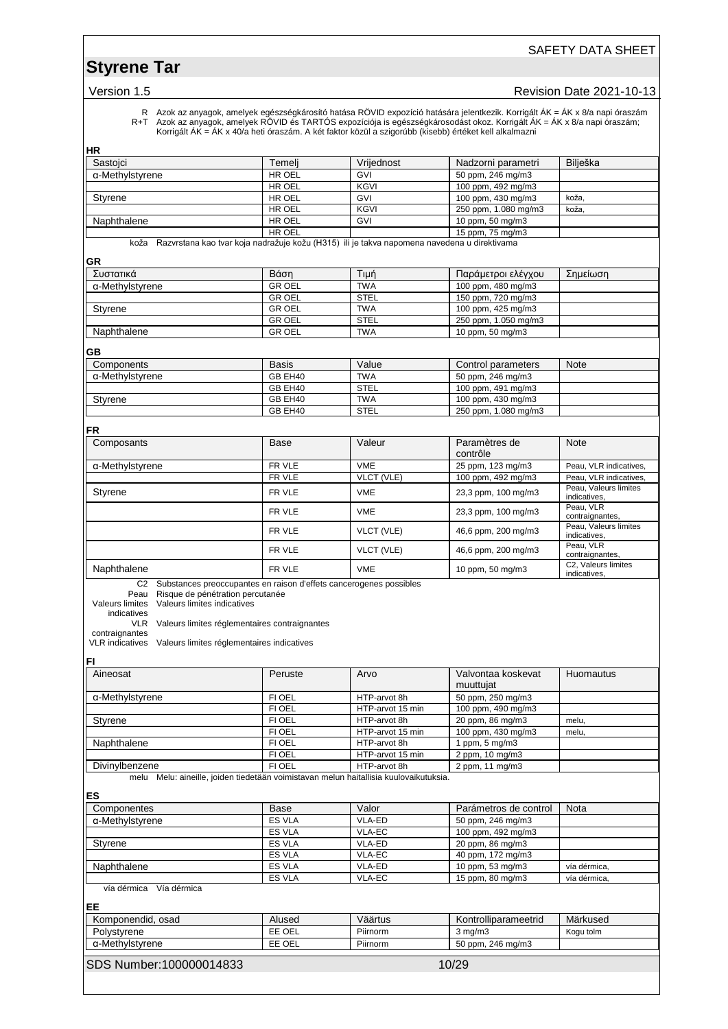R Azok az anyagok, amelyek egészségkárosító hatása RÖVID expozíció hatására jelentkezik. Korrigált ÁK = ÁK x 8/a napi óraszám
R+T Azok az anyagok, amelyek RÖVID és TARTÓS expozíciója is egészségkárosodást okoz. Korrigált ÁK = ÁK x 8/a napi óraszám; Korrigált ÁK = ÁK x 40/a heti óraszám. A két faktor közül a szigorúbb (kisebb) értéket kell alkalmazni

**HR**

| Sastojci | Temelj | Vrijednost | Nadzorni parametri | Bilješka |
|---|---|---|---|---|
| α-Methylstyrene | HR OEL | GVI | 50 ppm, 246 mg/m3 | |
| | HR OEL | KGVI | 100 ppm, 492 mg/m3 | |
| Styrene | HR OEL | GVI | 100 ppm, 430 mg/m3 | koža, |
| | HR OEL | KGVI | 250 ppm, 1.080 mg/m3 | koža, |
| Naphthalene | HR OEL | GVI | 10 ppm, 50 mg/m3 | |
| | HR OEL | | 15 ppm, 75 mg/m3 | |

koža Razvrstana kao tvar koja nadražuje kožu (H315) ili je takva napomena navedena u direktivama

**GR**

| Συστατικά | Βάση | Τιμή | Παράμετροι ελέγχου | Σημείωση |
|---|---|---|---|---|
| α-Methylstyrene | GR OEL | TWA | 100 ppm, 480 mg/m3 | |
| | GR OEL | STEL | 150 ppm, 720 mg/m3 | |
| Styrene | GR OEL | TWA | 100 ppm, 425 mg/m3 | |
| | GR OEL | STEL | 250 ppm, 1.050 mg/m3 | |
| Naphthalene | GR OEL | TWA | 10 ppm, 50 mg/m3 | |

**GB**

| Components | Basis | Value | Control parameters | Note |
|---|---|---|---|---|
| α-Methylstyrene | GB EH40 | TWA | 50 ppm, 246 mg/m3 | |
| | GB EH40 | STEL | 100 ppm, 491 mg/m3 | |
| Styrene | GB EH40 | TWA | 100 ppm, 430 mg/m3 | |
| | GB EH40 | STEL | 250 ppm, 1.080 mg/m3 | |

**FR**

| Composants | Base | Valeur | Paramètres de contrôle | Note |
|---|---|---|---|---|
| α-Methylstyrene | FR VLE | VME | 25 ppm, 123 mg/m3 | Peau, VLR indicatives, |
| | FR VLE | VLCT (VLE) | 100 ppm, 492 mg/m3 | Peau, VLR indicatives, |
| Styrene | FR VLE | VME | 23,3 ppm, 100 mg/m3 | Peau, Valeurs limites indicatives, |
| | FR VLE | VME | 23,3 ppm, 100 mg/m3 | Peau, VLR contraignantes, |
| | FR VLE | VLCT (VLE) | 46,6 ppm, 200 mg/m3 | Peau, Valeurs limites indicatives, |
| | FR VLE | VLCT (VLE) | 46,6 ppm, 200 mg/m3 | Peau, VLR contraignantes, |
| Naphthalene | FR VLE | VME | 10 ppm, 50 mg/m3 | C2, Valeurs limites indicatives, |

C2 Substances preoccupantes en raison d'effets cancerogenes possibles
Peau Risque de pénétration percutanée
Valeurs limites indicatives Valeurs limites indicatives
VLR contraignantes Valeurs limites réglementaires contraignantes
VLR indicatives Valeurs limites réglementaires indicatives

**FI**

| Aineosat | Peruste | Arvo | Valvontaa koskevat muuttujat | Huomautus |
|---|---|---|---|---|
| α-Methylstyrene | FI OEL | HTP-arvot 8h | 50 ppm, 250 mg/m3 | |
| | FI OEL | HTP-arvot 15 min | 100 ppm, 490 mg/m3 | |
| Styrene | FI OEL | HTP-arvot 8h | 20 ppm, 86 mg/m3 | melu, |
| | FI OEL | HTP-arvot 15 min | 100 ppm, 430 mg/m3 | melu, |
| Naphthalene | FI OEL | HTP-arvot 8h | 1 ppm, 5 mg/m3 | |
| | FI OEL | HTP-arvot 15 min | 2 ppm, 10 mg/m3 | |
| Divinylbenzene | FI OEL | HTP-arvot 8h | 2 ppm, 11 mg/m3 | |

melu Melu: aineille, joiden tiedetään voimistavan melun haitallisia kuulovaikutuksia.

**ES**

| Componentes | Base | Valor | Parámetros de control | Nota |
|---|---|---|---|---|
| α-Methylstyrene | ES VLA | VLA-ED | 50 ppm, 246 mg/m3 | |
| | ES VLA | VLA-EC | 100 ppm, 492 mg/m3 | |
| Styrene | ES VLA | VLA-ED | 20 ppm, 86 mg/m3 | |
| | ES VLA | VLA-EC | 40 ppm, 172 mg/m3 | |
| Naphthalene | ES VLA | VLA-ED | 10 ppm, 53 mg/m3 | vía dérmica, |
| | ES VLA | VLA-EC | 15 ppm, 80 mg/m3 | vía dérmica, |

vía dérmica Vía dérmica

**EE**

| Komponendid, osad | Alused | Väärtus | Kontrolliparameetrid | Märkused |
|---|---|---|---|---|
| Polystyrene | EE OEL | Piirnorm | 3 mg/m3 | Kogu tolm |
| α-Methylstyrene | EE OEL | Piirnorm | 50 ppm, 246 mg/m3 | |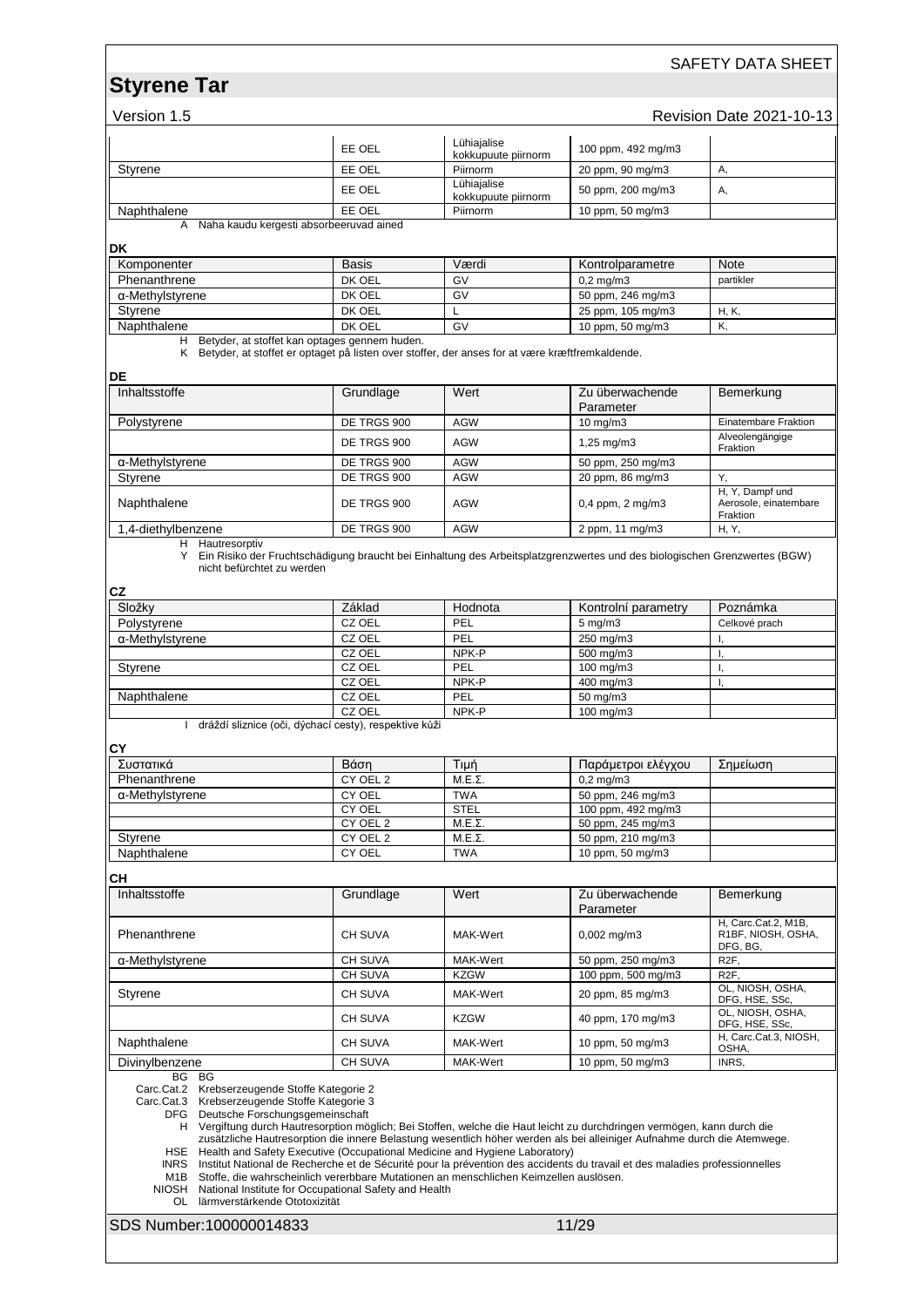| | EE OEL | Lühiajalise kokkupuute piirnorm | 100 ppm, 492 mg/m3 | |
|---|---|---|---|---|
| Styrene | EE OEL | Piirnorm | 20 ppm, 90 mg/m3 | A, |
| | EE OEL | Lühiajalise kokkupuute piirnorm | 50 ppm, 200 mg/m3 | A, |
| Naphthalene | EE OEL | Piirnorm | 10 ppm, 50 mg/m3 | |

A Naha kaudu kergesti absorbeeruvad ained

**DK**

| Komponenter | Basis | Værdi | Kontrolparametre | Note |
|---|---|---|---|---|
| Phenanthrene | DK OEL | GV | 0,2 mg/m3 | partikler |
| α-Methylstyrene | DK OEL | GV | 50 ppm, 246 mg/m3 | |
| Styrene | DK OEL | L | 25 ppm, 105 mg/m3 | H, K, |
| Naphthalene | DK OEL | GV | 10 ppm, 50 mg/m3 | K, |

H Betyder, at stoffet kan optages gennem huden.
K Betyder, at stoffet er optaget på listen over stoffer, der anses for at være kræftfremkaldende.

**DE**

| Inhaltsstoffe | Grundlage | Wert | Zu überwachende Parameter | Bemerkung |
|---|---|---|---|---|
| Polystyrene | DE TRGS 900 | AGW | 10 mg/m3 | Einatembare Fraktion |
| | DE TRGS 900 | AGW | 1,25 mg/m3 | Alveolengängige Fraktion |
| α-Methylstyrene | DE TRGS 900 | AGW | 50 ppm, 250 mg/m3 | |
| Styrene | DE TRGS 900 | AGW | 20 ppm, 86 mg/m3 | Y, |
| Naphthalene | DE TRGS 900 | AGW | 0,4 ppm, 2 mg/m3 | H, Y, Dampf und Aerosole, einatembare Fraktion |
| 1,4-diethylbenzene | DE TRGS 900 | AGW | 2 ppm, 11 mg/m3 | H, Y, |

H Hautresorptiv
Y Ein Risiko der Fruchtschädigung braucht bei Einhaltung des Arbeitsplatzgrenzwertes und des biologischen Grenzwertes (BGW) nicht befürchtet zu werden

**CZ**

| Složky | Základ | Hodnota | Kontrolní parametry | Poznámka |
|---|---|---|---|---|
| Polystyrene | CZ OEL | PEL | 5 mg/m3 | Celkové prach |
| α-Methylstyrene | CZ OEL | PEL | 250 mg/m3 | I, |
| | CZ OEL | NPK-P | 500 mg/m3 | I, |
| Styrene | CZ OEL | PEL | 100 mg/m3 | I, |
| | CZ OEL | NPK-P | 400 mg/m3 | I, |
| Naphthalene | CZ OEL | PEL | 50 mg/m3 | |
| | CZ OEL | NPK-P | 100 mg/m3 | |

I dráždí sliznice (oči, dýchací cesty), respektive kůži

**CY**

| Συστατικά | Βάση | Τιμή | Παράμετροι ελέγχου | Σημείωση |
|---|---|---|---|---|
| Phenanthrene | CY OEL 2 | Μ.Ε.Σ. | 0,2 mg/m3 | |
| α-Methylstyrene | CY OEL | TWA | 50 ppm, 246 mg/m3 | |
| | CY OEL | STEL | 100 ppm, 492 mg/m3 | |
| | CY OEL 2 | Μ.Ε.Σ. | 50 ppm, 245 mg/m3 | |
| Styrene | CY OEL 2 | Μ.Ε.Σ. | 50 ppm, 210 mg/m3 | |
| Naphthalene | CY OEL | TWA | 10 ppm, 50 mg/m3 | |

**CH**

| Inhaltsstoffe | Grundlage | Wert | Zu überwachende Parameter | Bemerkung |
|---|---|---|---|---|
| Phenanthrene | CH SUVA | MAK-Wert | 0,002 mg/m3 | H, Carc.Cat.2, M1B, R1BF, NIOSH, OSHA, DFG, BG, |
| α-Methylstyrene | CH SUVA | MAK-Wert | 50 ppm, 250 mg/m3 | R2F, |
| | CH SUVA | KZGW | 100 ppm, 500 mg/m3 | R2F, |
| Styrene | CH SUVA | MAK-Wert | 20 ppm, 85 mg/m3 | OL, NIOSH, OSHA, DFG, HSE, SSc, |
| | CH SUVA | KZGW | 40 ppm, 170 mg/m3 | OL, NIOSH, OSHA, DFG, HSE, SSc, |
| Naphthalene | CH SUVA | MAK-Wert | 10 ppm, 50 mg/m3 | H, Carc.Cat.3, NIOSH, OSHA, |
| Divinylbenzene | CH SUVA | MAK-Wert | 10 ppm, 50 mg/m3 | INRS, |

BG BG
Carc.Cat.2 Krebserzeugende Stoffe Kategorie 2
Carc.Cat.3 Krebserzeugende Stoffe Kategorie 3
DFG Deutsche Forschungsgemeinschaft
H Vergiftung durch Hautresorption möglich; Bei Stoffen, welche die Haut leicht zu durchdringen vermögen, kann durch die zusätzliche Hautresorption die innere Belastung wesentlich höher werden als bei alleiniger Aufnahme durch die Atemwege.
HSE Health and Safety Executive (Occupational Medicine and Hygiene Laboratory)
INRS Institut National de Recherche et de Sécurité pour la prévention des accidents du travail et des maladies professionnelles
M1B Stoffe, die wahrscheinlich vererbbare Mutationen an menschlichen Keimzellen auslösen.
NIOSH National Institute for Occupational Safety and Health
OL lärmverstärkende Ototoxizität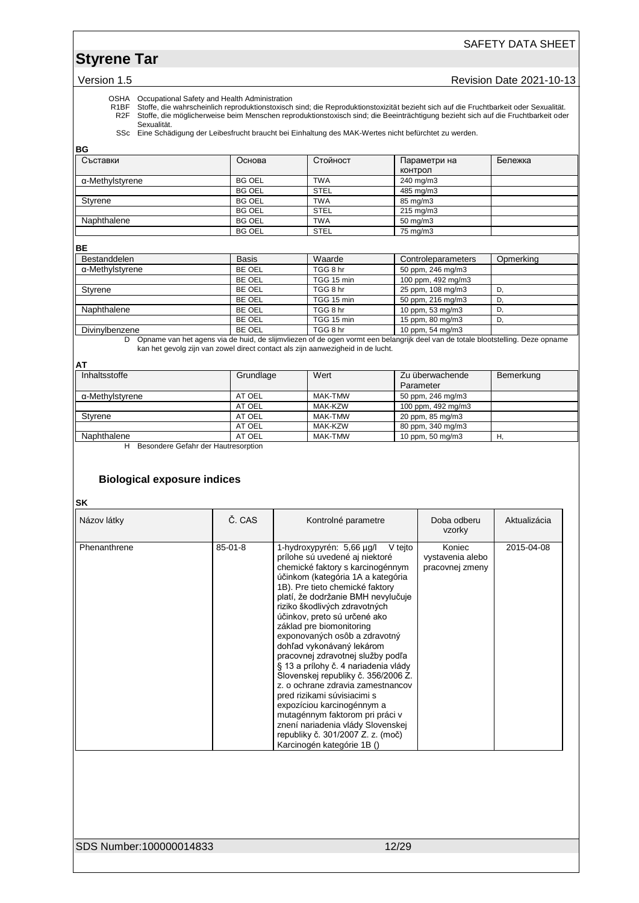OSHA Occupational Safety and Health Administration
R1BF Stoffe, die wahrscheinlich reproduktionstoxisch sind; die Reproduktionstoxizität bezieht sich auf die Fruchtbarkeit oder Sexualität.
R2F Stoffe, die möglicherweise beim Menschen reproduktionstoxisch sind; die Beeinträchtigung bezieht sich auf die Fruchtbarkeit oder Sexualität.
SSc Eine Schädigung der Leibesfrucht braucht bei Einhaltung des MAK-Wertes nicht befürchtet zu werden.

**BG**

| Съставки | Основа | Стойност | Параметри на контрол | Бележка |
|---|---|---|---|---|
| α-Methylstyrene | BG OEL | TWA | 240 mg/m3 | |
| | BG OEL | STEL | 485 mg/m3 | |
| Styrene | BG OEL | TWA | 85 mg/m3 | |
| | BG OEL | STEL | 215 mg/m3 | |
| Naphthalene | BG OEL | TWA | 50 mg/m3 | |
| | BG OEL | STEL | 75 mg/m3 | |

**BE**

| Bestanddelen | Basis | Waarde | Controleparameters | Opmerking |
|---|---|---|---|---|
| α-Methylstyrene | BE OEL | TGG 8 hr | 50 ppm, 246 mg/m3 | |
| | BE OEL | TGG 15 min | 100 ppm, 492 mg/m3 | |
| Styrene | BE OEL | TGG 8 hr | 25 ppm, 108 mg/m3 | D, |
| | BE OEL | TGG 15 min | 50 ppm, 216 mg/m3 | D, |
| Naphthalene | BE OEL | TGG 8 hr | 10 ppm, 53 mg/m3 | D, |
| | BE OEL | TGG 15 min | 15 ppm, 80 mg/m3 | D, |
| Divinylbenzene | BE OEL | TGG 8 hr | 10 ppm, 54 mg/m3 | |

D Opname van het agens via de huid, de slijmvliezen of de ogen vormt een belangrijk deel van de totale blootstelling. Deze opname kan het gevolg zijn van zowel direct contact als zijn aanwezigheid in de lucht.

**AT**

| Inhaltsstoffe | Grundlage | Wert | Zu überwachende Parameter | Bemerkung |
|---|---|---|---|---|
| α-Methylstyrene | AT OEL | MAK-TMW | 50 ppm, 246 mg/m3 | |
| | AT OEL | MAK-KZW | 100 ppm, 492 mg/m3 | |
| Styrene | AT OEL | MAK-TMW | 20 ppm, 85 mg/m3 | |
| | AT OEL | MAK-KZW | 80 ppm, 340 mg/m3 | |
| Naphthalene | AT OEL | MAK-TMW | 10 ppm, 50 mg/m3 | H, |

H Besondere Gefahr der Hautresorption

### Biological exposure indices

**SK**

| Názov látky | Č. CAS | Kontrolné parametre | Doba odberu vzorky | Aktualizácia |
|---|---|---|---|---|
| Phenanthrene | 85-01-8 | 1-hydroxypyrén: 5,66 µg/l V tejto prílohe sú uvedené aj niektoré chemické faktory s karcinogénnym účinkom (kategória 1A a kategória 1B). Pre tieto chemické faktory platí, že dodržanie BMH nevylučuje riziko škodlivých zdravotných účinkov, preto sú určené ako základ pre biomonitoring exponovaných osôb a zdravotný dohľad vykonávaný lekárom pracovnej zdravotnej služby podľa § 13 a prílohy č. 4 nariadenia vlády Slovenskej republiky č. 356/2006 Z. z. o ochrane zdravia zamestnancov pred rizikami súvisiacimi s expozíciou karcinogénnym a mutagénnym faktorom pri práci v znení nariadenia vlády Slovenskej republiky č. 301/2007 Z. z. (moč) Karcinogén kategórie 1B () | Koniec vystavenia alebo pracovnej zmeny | 2015-04-08 |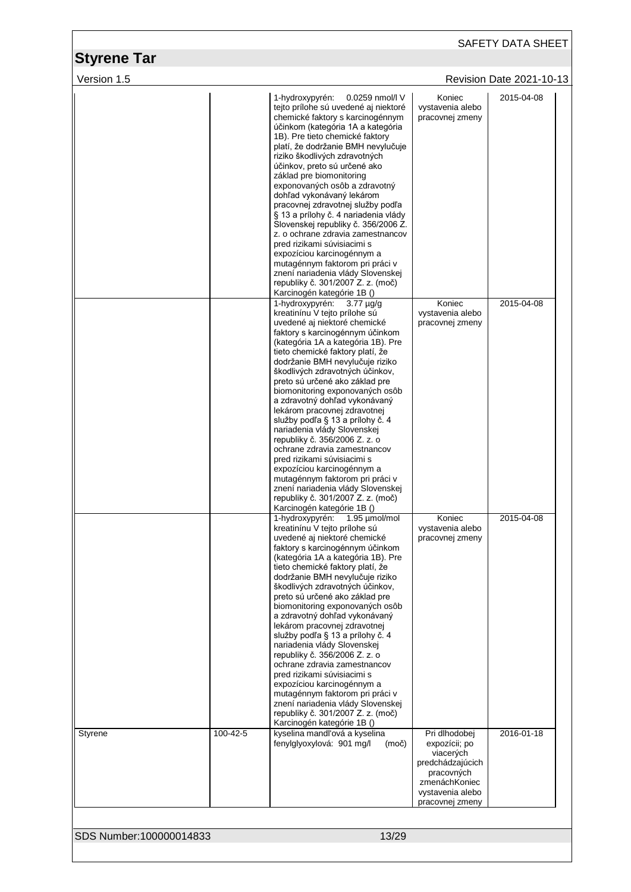| | | | | |
|---|---|---|---|---|
| | | 1-hydroxypyrén: 0.0259 nmol/l V tejto prílohe sú uvedené aj niektoré chemické faktory s karcinogénnym účinkom (kategória 1A a kategória 1B). Pre tieto chemické faktory platí, že dodržanie BMH nevylučuje riziko škodlivých zdravotných účinkov, preto sú určené ako základ pre biomonitoring exponovaných osôb a zdravotný dohľad vykonávaný lekárom pracovnej zdravotnej služby podľa § 13 a prílohy č. 4 nariadenia vlády Slovenskej republiky č. 356/2006 Z. z. o ochrane zdravia zamestnancov pred rizikami súvisiacimi s expozíciou karcinogénnym a mutagénnym faktorom pri práci v znení nariadenia vlády Slovenskej republiky č. 301/2007 Z. z. (moč) Karcinogén kategórie 1B () | Koniec vystavenia alebo pracovnej zmeny | 2015-04-08 |
| | | 1-hydroxypyrén: 3.77 µg/g kreatinínu V tejto prílohe sú uvedené aj niektoré chemické faktory s karcinogénnym účinkom (kategória 1A a kategória 1B). Pre tieto chemické faktory platí, že dodržanie BMH nevylučuje riziko škodlivých zdravotných účinkov, preto sú určené ako základ pre biomonitoring exponovaných osôb a zdravotný dohľad vykonávaný lekárom pracovnej zdravotnej služby podľa § 13 a prílohy č. 4 nariadenia vlády Slovenskej republiky č. 356/2006 Z. z. o ochrane zdravia zamestnancov pred rizikami súvisiacimi s expozíciou karcinogénnym a mutagénnym faktorom pri práci v znení nariadenia vlády Slovenskej republiky č. 301/2007 Z. z. (moč) Karcinogén kategórie 1B () | Koniec vystavenia alebo pracovnej zmeny | 2015-04-08 |
| | | 1-hydroxypyrén: 1.95 µmol/mol kreatinínu V tejto prílohe sú uvedené aj niektoré chemické faktory s karcinogénnym účinkom (kategória 1A a kategória 1B). Pre tieto chemické faktory platí, že dodržanie BMH nevylučuje riziko škodlivých zdravotných účinkov, preto sú určené ako základ pre biomonitoring exponovaných osôb a zdravotný dohľad vykonávaný lekárom pracovnej zdravotnej služby podľa § 13 a prílohy č. 4 nariadenia vlády Slovenskej republiky č. 356/2006 Z. z. o ochrane zdravia zamestnancov pred rizikami súvisiacimi s expozíciou karcinogénnym a mutagénnym faktorom pri práci v znení nariadenia vlády Slovenskej republiky č. 301/2007 Z. z. (moč) Karcinogén kategórie 1B () | Koniec vystavenia alebo pracovnej zmeny | 2015-04-08 |
| Styrene | 100-42-5 | kyselina mandľová a kyselina fenylglyoxylová: 901 mg/l (moč) | Pri dlhodobej expozícii; po viacerých predchádzajúcich pracovných zmenáchKoniec vystavenia alebo pracovnej zmeny | 2016-01-18 |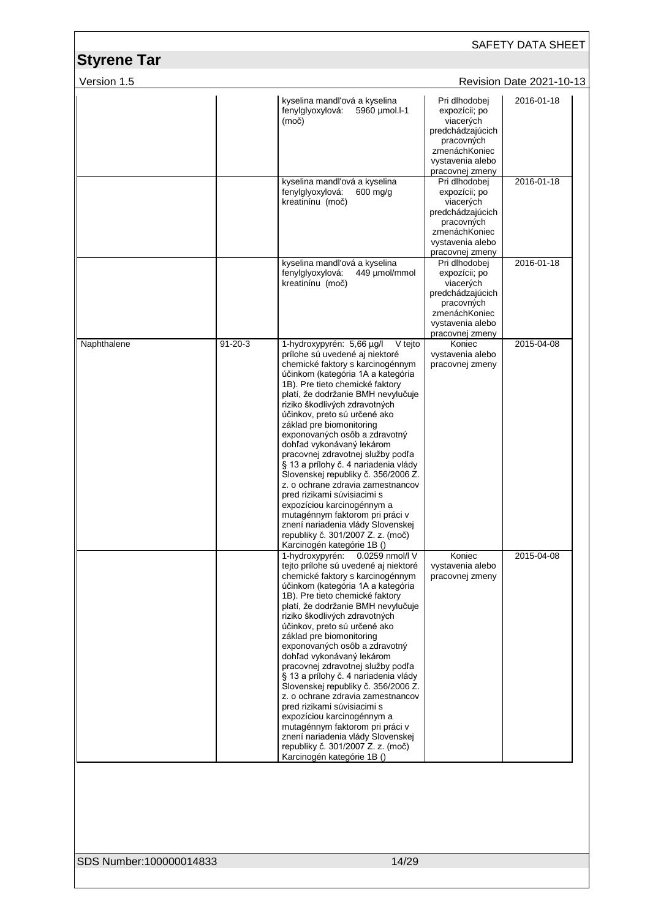| | | | | |
|---|---|---|---|---|
| | | kyselina mandľová a kyselina fenylglyoxylová: 5960 µmol.l-1 (moč) | Pri dlhodobej expozícii; po viacerých predchádzajúcich pracovných zmenáchKoniec vystavenia alebo pracovnej zmeny | 2016-01-18 |
| | | kyselina mandľová a kyselina fenylglyoxylová: 600 mg/g kreatinínu (moč) | Pri dlhodobej expozícii; po viacerých predchádzajúcich pracovných zmenáchKoniec vystavenia alebo pracovnej zmeny | 2016-01-18 |
| | | kyselina mandľová a kyselina fenylglyoxylová: 449 µmol/mmol kreatinínu (moč) | Pri dlhodobej expozícii; po viacerých predchádzajúcich pracovných zmenáchKoniec vystavenia alebo pracovnej zmeny | 2016-01-18 |
| Naphthalene | 91-20-3 | 1-hydroxypyrén: 5,66 µg/l V tejto prílohe sú uvedené aj niektoré chemické faktory s karcinogénnym účinkom (kategória 1A a kategória 1B). Pre tieto chemické faktory platí, že dodržanie BMH nevylučuje riziko škodlivých zdravotných účinkov, preto sú určené ako základ pre biomonitoring exponovaných osôb a zdravotný dohľad vykonávaný lekárom pracovnej zdravotnej služby podľa § 13 a prílohy č. 4 nariadenia vlády Slovenskej republiky č. 356/2006 Z. z. o ochrane zdravia zamestnancov pred rizikami súvisiacimi s expozíciou karcinogénnym a mutagénnym faktorom pri práci v znení nariadenia vlády Slovenskej republiky č. 301/2007 Z. z. (moč) Karcinogén kategórie 1B () | Koniec vystavenia alebo pracovnej zmeny | 2015-04-08 |
| | | 1-hydroxypyrén: 0.0259 nmol/l V tejto prílohe sú uvedené aj niektoré chemické faktory s karcinogénnym účinkom (kategória 1A a kategória 1B). Pre tieto chemické faktory platí, že dodržanie BMH nevylučuje riziko škodlivých zdravotných účinkov, preto sú určené ako základ pre biomonitoring exponovaných osôb a zdravotný dohľad vykonávaný lekárom pracovnej zdravotnej služby podľa § 13 a prílohy č. 4 nariadenia vlády Slovenskej republiky č. 356/2006 Z. z. o ochrane zdravia zamestnancov pred rizikami súvisiacimi s expozíciou karcinogénnym a mutagénnym faktorom pri práci v znení nariadenia vlády Slovenskej republiky č. 301/2007 Z. z. (moč) Karcinogén kategórie 1B () | Koniec vystavenia alebo pracovnej zmeny | 2015-04-08 |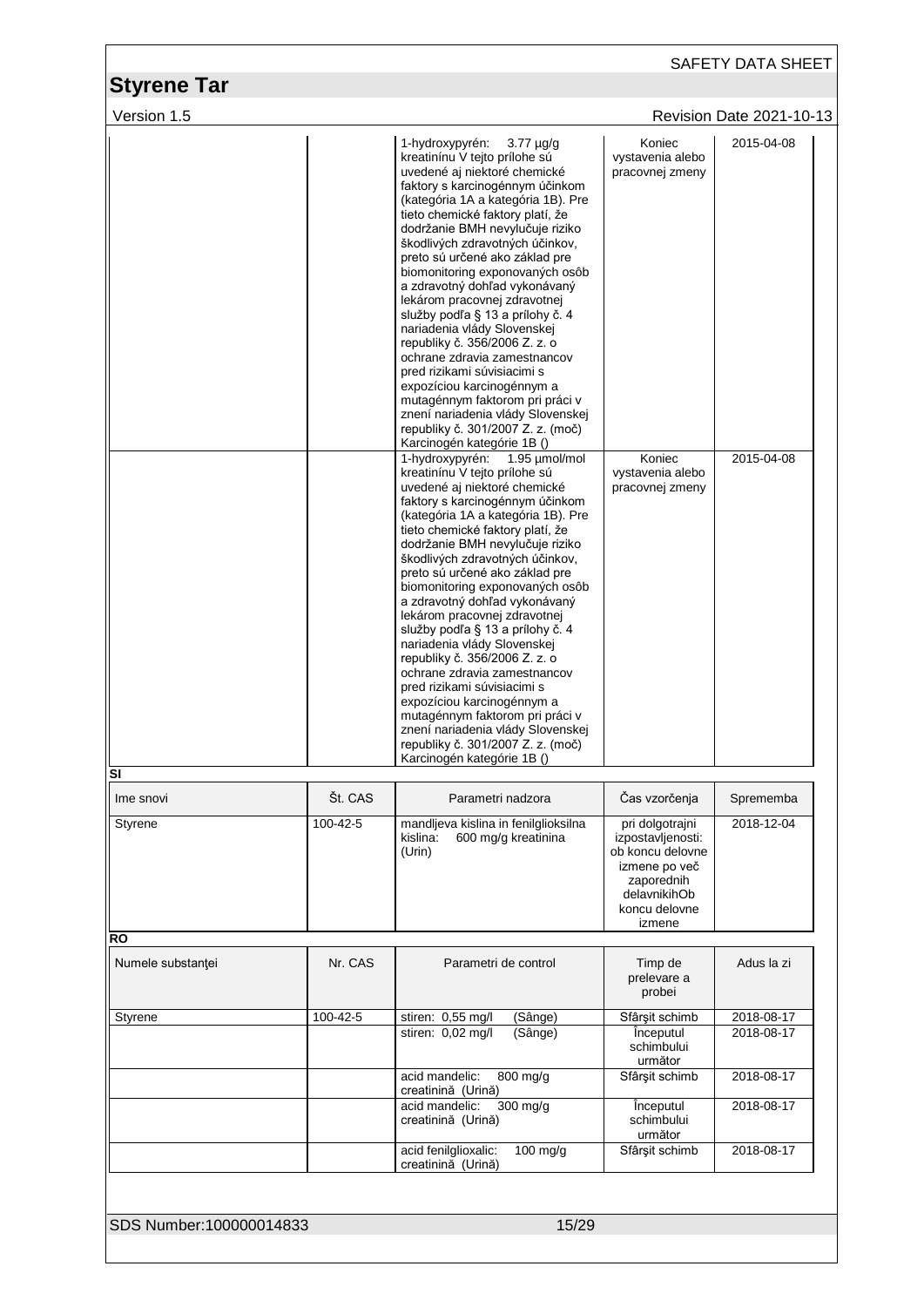| | | | | |
|---|---|---|---|---|
| | | 1-hydroxypyrén: 3.77 µg/g kreatinínu V tejto prílohe sú uvedené aj niektoré chemické faktory s karcinogénnym účinkom (kategória 1A a kategória 1B). Pre tieto chemické faktory platí, že dodržanie BMH nevylučuje riziko škodlivých zdravotných účinkov, preto sú určené ako základ pre biomonitoring exponovaných osôb a zdravotný dohľad vykonávaný lekárom pracovnej zdravotnej služby podľa § 13 a prílohy č. 4 nariadenia vlády Slovenskej republiky č. 356/2006 Z. z. o ochrane zdravia zamestnancov pred rizikami súvisiacimi s expozíciou karcinogénnym a mutagénnym faktorom pri práci v znení nariadenia vlády Slovenskej republiky č. 301/2007 Z. z. (moč) Karcinogén kategórie 1B () | Koniec vystavenia alebo pracovnej zmeny | 2015-04-08 |
| | | 1-hydroxypyrén: 1.95 µmol/mol kreatinínu V tejto prílohe sú uvedené aj niektoré chemické faktory s karcinogénnym účinkom (kategória 1A a kategória 1B). Pre tieto chemické faktory platí, že dodržanie BMH nevylučuje riziko škodlivých zdravotných účinkov, preto sú určené ako základ pre biomonitoring exponovaných osôb a zdravotný dohľad vykonávaný lekárom pracovnej zdravotnej služby podľa § 13 a prílohy č. 4 nariadenia vlády Slovenskej republiky č. 356/2006 Z. z. o ochrane zdravia zamestnancov pred rizikami súvisiacimi s expozíciou karcinogénnym a mutagénnym faktorom pri práci v znení nariadenia vlády Slovenskej republiky č. 301/2007 Z. z. (moč) Karcinogén kategórie 1B () | Koniec vystavenia alebo pracovnej zmeny | 2015-04-08 |

**SI**

| Ime snovi | Št. CAS | Parametri nadzora | Čas vzorčenja | Sprememba |
|---|---|---|---|---|
| Styrene | 100-42-5 | mandljeva kislina in fenilglioksilna kislina: 600 mg/g kreatinina (Urin) | pri dolgotrajni izpostavljenosti: ob koncu delovne izmene po več zaporednih delavnikihOb koncu delovne izmene | 2018-12-04 |

**RO**

| Numele substanţei | Nr. CAS | Parametri de control | Timp de prelevare a probei | Adus la zi |
|---|---|---|---|---|
| Styrene | 100-42-5 | stiren: 0,55 mg/l (Sânge) | Sfârşit schimb | 2018-08-17 |
| | | stiren: 0,02 mg/l (Sânge) | Începutul schimbului următor | 2018-08-17 |
| | | acid mandelic: 800 mg/g creatinină (Urină) | Sfârşit schimb | 2018-08-17 |
| | | acid mandelic: 300 mg/g creatinină (Urină) | Începutul schimbului următor | 2018-08-17 |
| | | acid fenilglioxalic: 100 mg/g creatinină (Urină) | Sfârşit schimb | 2018-08-17 |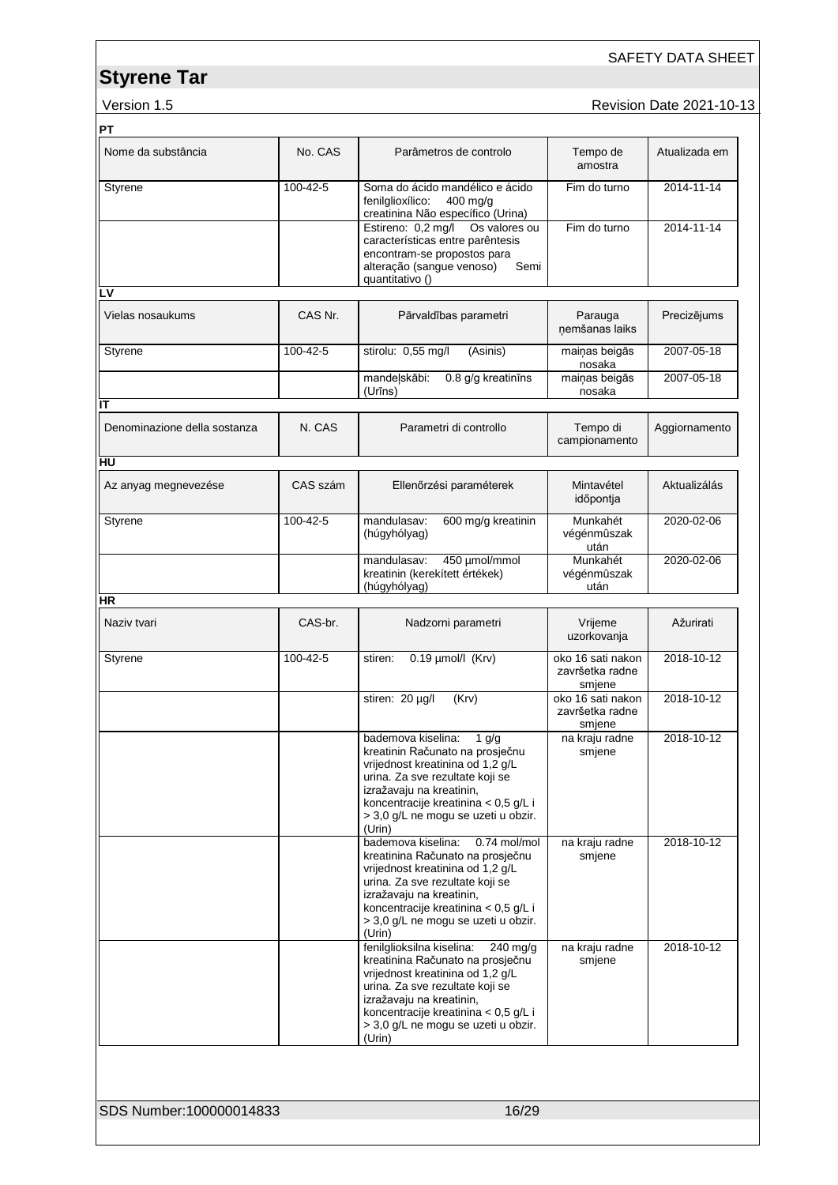**PT**

| Nome da substância | No. CAS | Parâmetros de controlo | Tempo de amostra | Atualizada em |
|---|---|---|---|---|
| Styrene | 100-42-5 | Soma do ácido mandélico e ácido fenilglioxílico: 400 mg/g creatinina Não específico (Urina) | Fim do turno | 2014-11-14 |
| | | Estireno: 0,2 mg/l Os valores ou características entre parêntesis encontram-se propostos para alteração (sangue venoso) Semi quantitativo () | Fim do turno | 2014-11-14 |

**LV**

| Vielas nosaukums | CAS Nr. | Pārvaldības parametri | Parauga ņemšanas laiks | Precizējums |
|---|---|---|---|---|
| Styrene | 100-42-5 | stirolu: 0,55 mg/l (Asinis) | maiņas beigās nosaka | 2007-05-18 |
| | | mandeļskābi: 0.8 g/g kreatinīns (Urīns) | maiņas beigās nosaka | 2007-05-18 |

**IT**

| Denominazione della sostanza | N. CAS | Parametri di controllo | Tempo di campionamento | Aggiornamento |
|---|---|---|---|---|

**HU**

| Az anyag megnevezése | CAS szám | Ellenőrzési paraméterek | Mintavétel időpontja | Aktualizálás |
|---|---|---|---|---|
| Styrene | 100-42-5 | mandulasav: 600 mg/g kreatinin (húgyhólyag) | Munkahét végénmûszak után | 2020-02-06 |
| | | mandulasav: 450 µmol/mmol kreatinin (kerekített értékek) (húgyhólyag) | Munkahét végénmûszak után | 2020-02-06 |

**HR**

| Naziv tvari | CAS-br. | Nadzorni parametri | Vrijeme uzorkovanja | Ažurirati |
|---|---|---|---|---|
| Styrene | 100-42-5 | stiren: 0.19 µmol/l (Krv) | oko 16 sati nakon završetka radne smjene | 2018-10-12 |
| | | stiren: 20 µg/l (Krv) | oko 16 sati nakon završetka radne smjene | 2018-10-12 |
| | | bademova kiselina: 1 g/g kreatinin Računato na prosječnu vrijednost kreatinina od 1,2 g/L urina. Za sve rezultate koji se izražavaju na kreatinin, koncentracije kreatinina < 0,5 g/L i > 3,0 g/L ne mogu se uzeti u obzir. (Urin) | na kraju radne smjene | 2018-10-12 |
| | | bademova kiselina: 0.74 mol/mol kreatinina Računato na prosječnu vrijednost kreatinina od 1,2 g/L urina. Za sve rezultate koji se izražavaju na kreatinin, koncentracije kreatinina < 0,5 g/L i > 3,0 g/L ne mogu se uzeti u obzir. (Urin) | na kraju radne smjene | 2018-10-12 |
| | | fenilglioksilna kiselina: 240 mg/g kreatinina Računato na prosječnu vrijednost kreatinina od 1,2 g/L urina. Za sve rezultate koji se izražavaju na kreatinin, koncentracije kreatinina < 0,5 g/L i > 3,0 g/L ne mogu se uzeti u obzir. (Urin) | na kraju radne smjene | 2018-10-12 |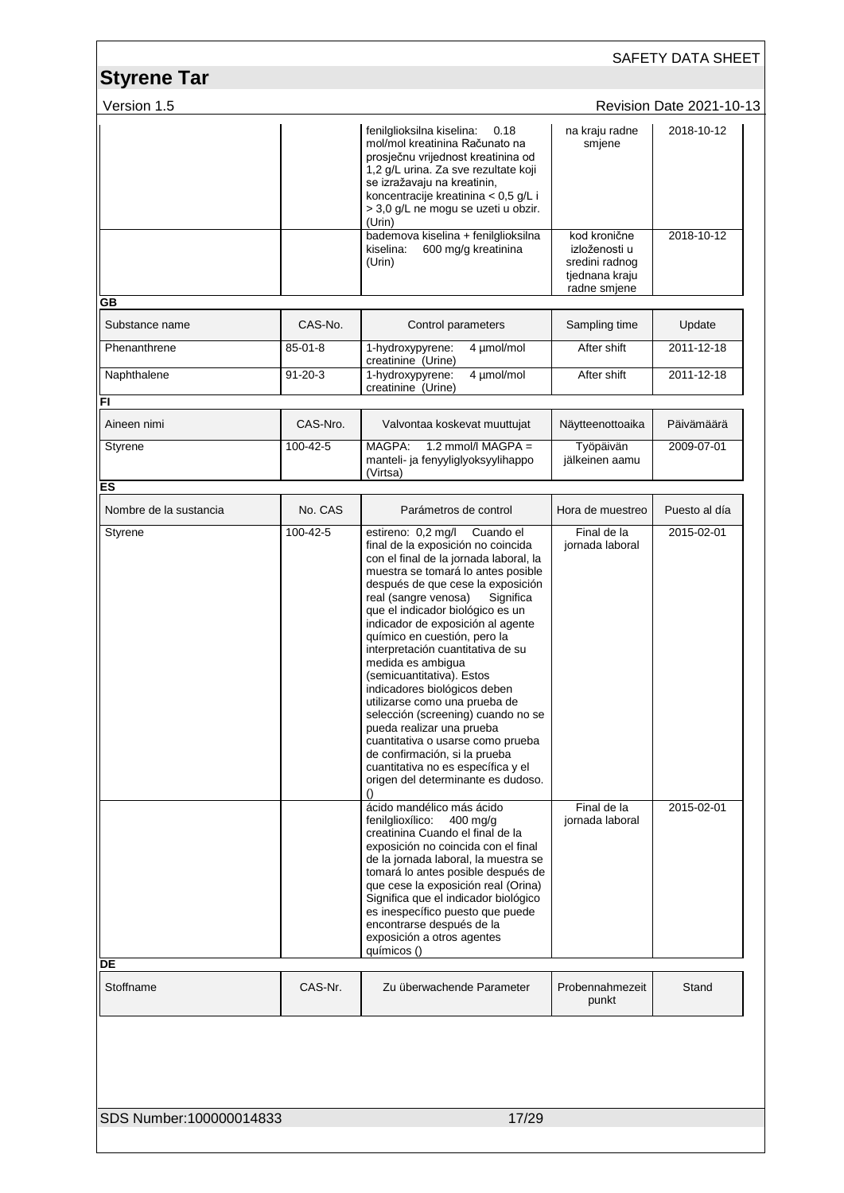| | | fenilglioksilna kiselina: 0.18 mol/mol kreatinina Računato na prosječnu vrijednost kreatinina od 1,2 g/L urina. Za sve rezultate koji se izražavaju na kreatinin, koncentracije kreatinina < 0,5 g/L i > 3,0 g/L ne mogu se uzeti u obzir. (Urin) | na kraju radne smjene | 2018-10-12 |
|---|---|---|---|---|
| | | bademova kiselina + fenilglioksilna kiselina: 600 mg/g kreatinina (Urin) | kod kronične izloženosti u sredini radnog tjednana kraju radne smjene | 2018-10-12 |

**GB**

| Substance name | CAS-No. | Control parameters | Sampling time | Update |
|---|---|---|---|---|
| Phenanthrene | 85-01-8 | 1-hydroxypyrene: 4 µmol/mol creatinine (Urine) | After shift | 2011-12-18 |
| Naphthalene | 91-20-3 | 1-hydroxypyrene: 4 µmol/mol creatinine (Urine) | After shift | 2011-12-18 |

**FI**

| Aineen nimi | CAS-Nro. | Valvontaa koskevat muuttujat | Näytteenottoaika | Päivämäärä |
|---|---|---|---|---|
| Styrene | 100-42-5 | MAGPA: 1.2 mmol/l MAGPA = manteli- ja fenyyliglyoksyylihappo (Virtsa) | Työpäivän jälkeinen aamu | 2009-07-01 |

**ES**

| Nombre de la sustancia | No. CAS | Parámetros de control | Hora de muestreo | Puesto al día |
|---|---|---|---|---|
| Styrene | 100-42-5 | estireno: 0,2 mg/l Cuando el final de la exposición no coincida con el final de la jornada laboral, la muestra se tomará lo antes posible después de que cese la exposición real (sangre venosa) Significa que el indicador biológico es un indicador de exposición al agente químico en cuestión, pero la interpretación cuantitativa de su medida es ambigua (semicuantitativa). Estos indicadores biológicos deben utilizarse como una prueba de selección (screening) cuando no se pueda realizar una prueba cuantitativa o usarse como prueba de confirmación, si la prueba cuantitativa no es específica y el origen del determinante es dudoso. () | Final de la jornada laboral | 2015-02-01 |
| | | ácido mandélico más ácido fenilglioxílico: 400 mg/g creatinina Cuando el final de la exposición no coincida con el final de la jornada laboral, la muestra se tomará lo antes posible después de que cese la exposición real (Orina) Significa que el indicador biológico es inespecífico puesto que puede encontrarse después de la exposición a otros agentes químicos () | Final de la jornada laboral | 2015-02-01 |

**DE**

| Stoffname | CAS-Nr. | Zu überwachende Parameter | Probennahmezeitpunkt | Stand |
|---|---|---|---|---|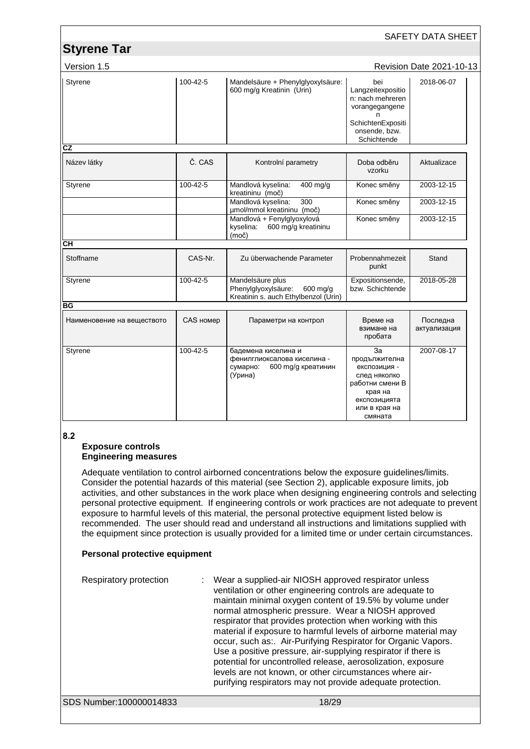| Styrene | 100-42-5 | Mandelsäure + Phenylglyoxylsäure: 600 mg/g Kreatinin (Urin) | bei Langzeitexposition: nach mehreren vorangegangenen SchichtenExpositionsende, bzw. Schichtende | 2018-06-07 |
|---|---|---|---|---|

**CZ**

| Název látky | Č. CAS | Kontrolní parametry | Doba odběru vzorku | Aktualizace |
|---|---|---|---|---|
| Styrene | 100-42-5 | Mandlová kyselina: 400 mg/g kreatininu (moč) | Konec směny | 2003-12-15 |
| | | Mandlová kyselina: 300 µmol/mmol kreatininu (moč) | Konec směny | 2003-12-15 |
| | | Mandlová + Fenylglyoxylová kyselina: 600 mg/g kreatininu (moč) | Konec směny | 2003-12-15 |

**CH**

| Stoffname | CAS-Nr. | Zu überwachende Parameter | Probennahmezeitpunkt | Stand |
|---|---|---|---|---|
| Styrene | 100-42-5 | Mandelsäure plus Phenylglyoxylsäure: 600 mg/g Kreatinin s. auch Ethylbenzol (Urin) | Expositionsende, bzw. Schichtende | 2018-05-28 |

**BG**

| Наименование на веществото | CAS номер | Параметри на контрол | Време на взимане на пробата | Последна актуализация |
|---|---|---|---|---|
| Styrene | 100-42-5 | бадемена киселина и фенилглиоксалова киселина - сумарно: 600 mg/g креатинин (Урина) | За продължителна експозиция - след няколко работни смени В края на експозицията или в края на смяната | 2007-08-17 |

**8.2**

**Exposure controls**

**Engineering measures**

Adequate ventilation to control airborned concentrations below the exposure guidelines/limits. Consider the potential hazards of this material (see Section 2), applicable exposure limits, job activities, and other substances in the work place when designing engineering controls and selecting personal protective equipment. If engineering controls or work practices are not adequate to prevent exposure to harmful levels of this material, the personal protective equipment listed below is recommended. The user should read and understand all instructions and limitations supplied with the equipment since protection is usually provided for a limited time or under certain circumstances.

**Personal protective equipment**

Respiratory protection : Wear a supplied-air NIOSH approved respirator unless ventilation or other engineering controls are adequate to maintain minimal oxygen content of 19.5% by volume under normal atmospheric pressure. Wear a NIOSH approved respirator that provides protection when working with this material if exposure to harmful levels of airborne material may occur, such as:. Air-Purifying Respirator for Organic Vapors. Use a positive pressure, air-supplying respirator if there is potential for uncontrolled release, aerosolization, exposure levels are not known, or other circumstances where air-purifying respirators may not provide adequate protection.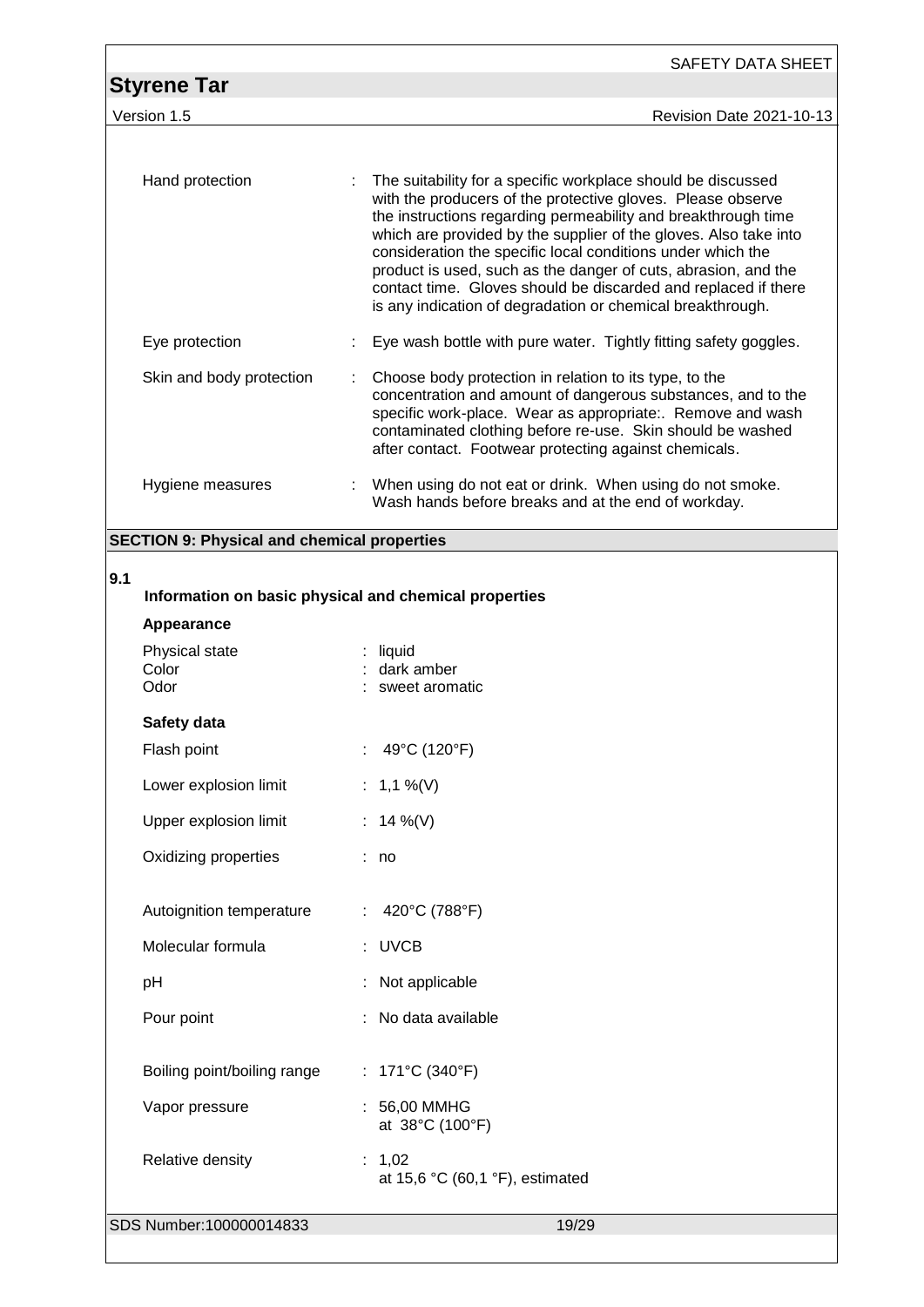| | | |
|---|---|---|
| Hand protection | : | The suitability for a specific workplace should be discussed with the producers of the protective gloves. Please observe the instructions regarding permeability and breakthrough time which are provided by the supplier of the gloves. Also take into consideration the specific local conditions under which the product is used, such as the danger of cuts, abrasion, and the contact time. Gloves should be discarded and replaced if there is any indication of degradation or chemical breakthrough. |
| Eye protection | : | Eye wash bottle with pure water. Tightly fitting safety goggles. |
| Skin and body protection | : | Choose body protection in relation to its type, to the concentration and amount of dangerous substances, and to the specific work-place. Wear as appropriate:. Remove and wash contaminated clothing before re-use. Skin should be washed after contact. Footwear protecting against chemicals. |
| Hygiene measures | : | When using do not eat or drink. When using do not smoke. Wash hands before breaks and at the end of workday. |

## SECTION 9: Physical and chemical properties

**9.1**

### Information on basic physical and chemical properties

**Appearance**

| | | |
|---|---|---|
| Physical state | : | liquid |
| Color | : | dark amber |
| Odor | : | sweet aromatic |

**Safety data**

| | | |
|---|---|---|
| Flash point | : | 49°C (120°F) |
| Lower explosion limit | : | 1,1 %(V) |
| Upper explosion limit | : | 14 %(V) |
| Oxidizing properties | : | no |
| Autoignition temperature | : | 420°C (788°F) |
| Molecular formula | : | UVCB |
| pH | : | Not applicable |
| Pour point | : | No data available |
| Boiling point/boiling range | : | 171°C (340°F) |
| Vapor pressure | : | 56,00 MMHG at 38°C (100°F) |
| Relative density | : | 1,02 at 15,6 °C (60,1 °F), estimated |

SDS Number:100000014833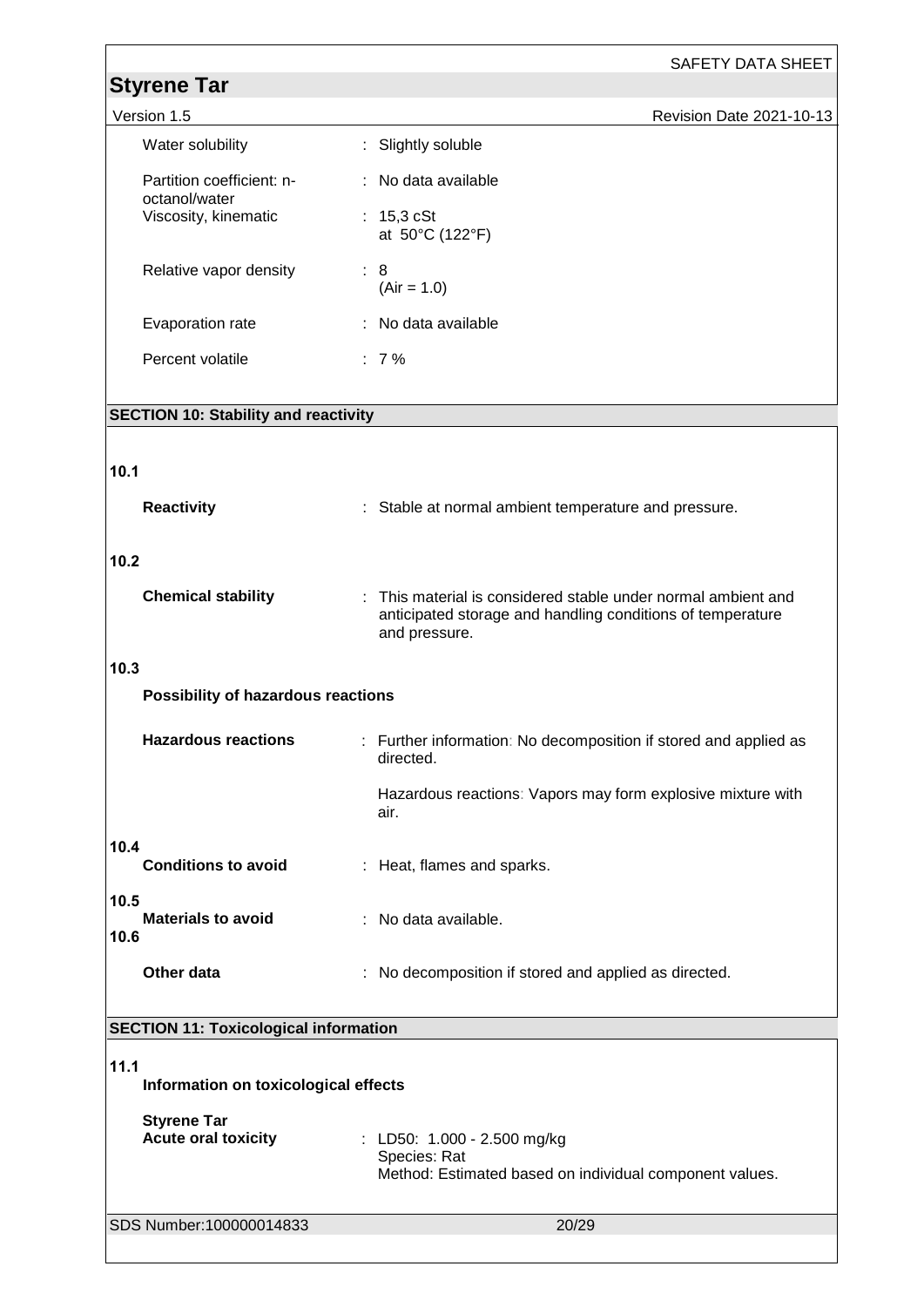| | |
|---|---|
| Water solubility | : Slightly soluble |
| Partition coefficient: n-octanol/water | : No data available |
| Viscosity, kinematic | : 15,3 cSt at 50°C (122°F) |
| Relative vapor density | : 8 (Air = 1.0) |
| Evaporation rate | : No data available |
| Percent volatile | : 7 % |

## SECTION 10: Stability and reactivity

**10.1**

**Reactivity** : Stable at normal ambient temperature and pressure.

**10.2**

**Chemical stability** : This material is considered stable under normal ambient and anticipated storage and handling conditions of temperature and pressure.

**10.3**

**Possibility of hazardous reactions**

**Hazardous reactions** : Further information: No decomposition if stored and applied as directed.

Hazardous reactions: Vapors may form explosive mixture with air.

**10.4**

**Conditions to avoid** : Heat, flames and sparks.

**10.5**

**Materials to avoid** : No data available.

**10.6**

**Other data** : No decomposition if stored and applied as directed.

## SECTION 11: Toxicological information

**11.1**

**Information on toxicological effects**

**Styrene Tar**

**Acute oral toxicity** : LD50: 1.000 - 2.500 mg/kg
Species: Rat
Method: Estimated based on individual component values.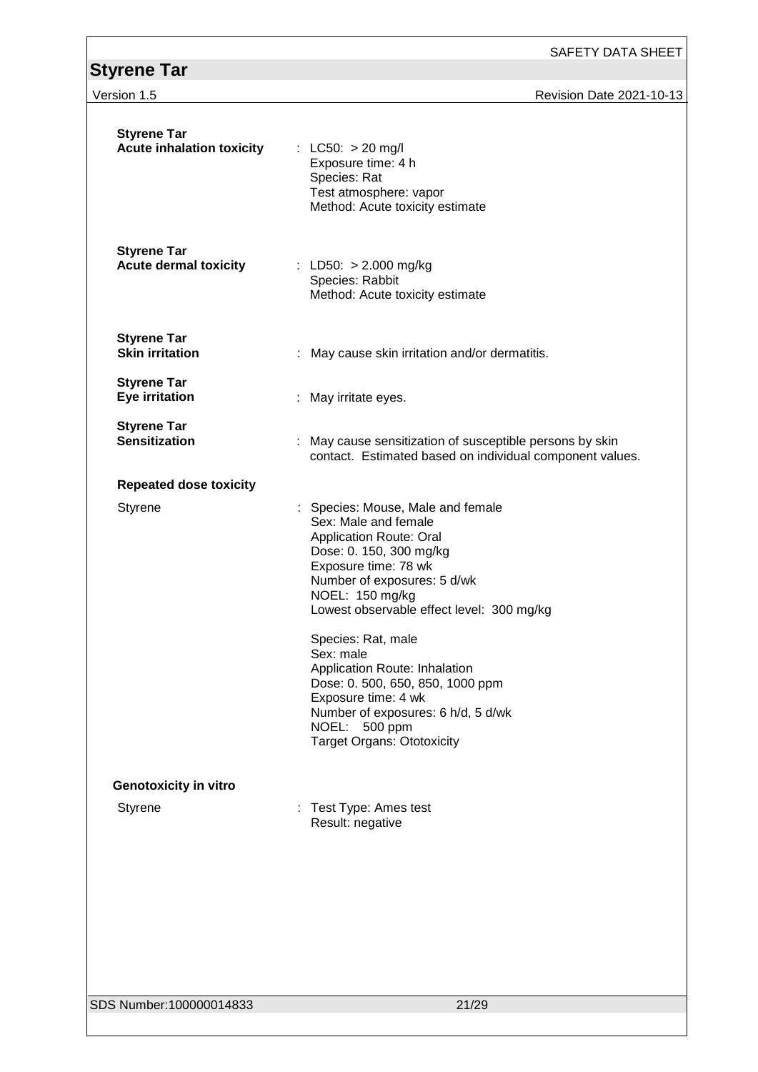**Styrene Tar**
**Acute inhalation toxicity** : LC50: > 20 mg/l
Exposure time: 4 h
Species: Rat
Test atmosphere: vapor
Method: Acute toxicity estimate

**Styrene Tar**
**Acute dermal toxicity** : LD50: > 2.000 mg/kg
Species: Rabbit
Method: Acute toxicity estimate

**Styrene Tar**
**Skin irritation** : May cause skin irritation and/or dermatitis.

**Styrene Tar**
**Eye irritation** : May irritate eyes.

**Styrene Tar**
**Sensitization** : May cause sensitization of susceptible persons by skin contact. Estimated based on individual component values.

**Repeated dose toxicity**

Styrene : Species: Mouse, Male and female
Sex: Male and female
Application Route: Oral
Dose: 0. 150, 300 mg/kg
Exposure time: 78 wk
Number of exposures: 5 d/wk
NOEL: 150 mg/kg
Lowest observable effect level: 300 mg/kg

Species: Rat, male
Sex: male
Application Route: Inhalation
Dose: 0. 500, 650, 850, 1000 ppm
Exposure time: 4 wk
Number of exposures: 6 h/d, 5 d/wk
NOEL: 500 ppm
Target Organs: Ototoxicity

**Genotoxicity in vitro**

Styrene : Test Type: Ames test
Result: negative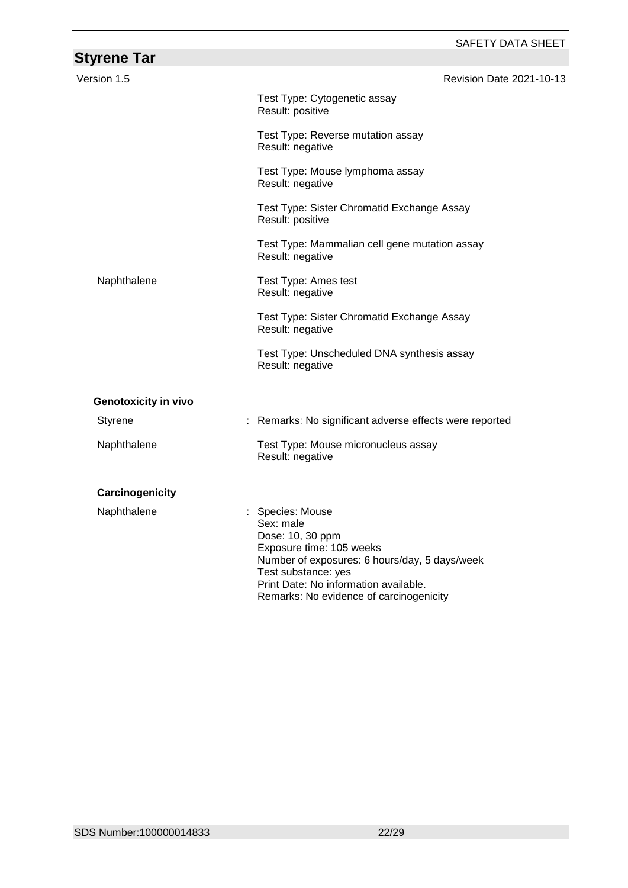| | |
|---|---|
| | Test Type: Cytogenetic assay<br>Result: positive |
| | Test Type: Reverse mutation assay<br>Result: negative |
| | Test Type: Mouse lymphoma assay<br>Result: negative |
| | Test Type: Sister Chromatid Exchange Assay<br>Result: positive |
| | Test Type: Mammalian cell gene mutation assay<br>Result: negative |
| Naphthalene | Test Type: Ames test<br>Result: negative |
| | Test Type: Sister Chromatid Exchange Assay<br>Result: negative |
| | Test Type: Unscheduled DNA synthesis assay<br>Result: negative |

**Genotoxicity in vivo**

| | |
|---|---|
| Styrene | : Remarks: No significant adverse effects were reported |
| Naphthalene | Test Type: Mouse micronucleus assay<br>Result: negative |

**Carcinogenicity**

| | |
|---|---|
| Naphthalene | : Species: Mouse<br>Sex: male<br>Dose: 10, 30 ppm<br>Exposure time: 105 weeks<br>Number of exposures: 6 hours/day, 5 days/week<br>Test substance: yes<br>Print Date: No information available.<br>Remarks: No evidence of carcinogenicity |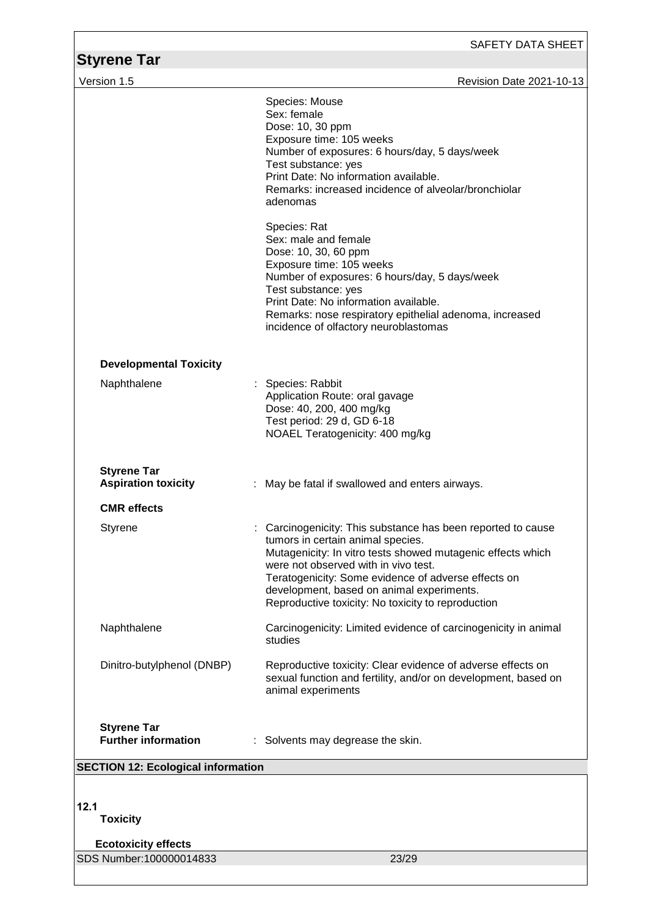Species: Mouse
Sex: female
Dose: 10, 30 ppm
Exposure time: 105 weeks
Number of exposures: 6 hours/day, 5 days/week
Test substance: yes
Print Date: No information available.
Remarks: increased incidence of alveolar/bronchiolar adenomas

Species: Rat
Sex: male and female
Dose: 10, 30, 60 ppm
Exposure time: 105 weeks
Number of exposures: 6 hours/day, 5 days/week
Test substance: yes
Print Date: No information available.
Remarks: nose respiratory epithelial adenoma, increased incidence of olfactory neuroblastomas

**Developmental Toxicity**

Naphthalene : Species: Rabbit
Application Route: oral gavage
Dose: 40, 200, 400 mg/kg
Test period: 29 d, GD 6-18
NOAEL Teratogenicity: 400 mg/kg

**Styrene Tar**
**Aspiration toxicity** : May be fatal if swallowed and enters airways.

**CMR effects**

Styrene : Carcinogenicity: This substance has been reported to cause tumors in certain animal species.
Mutagenicity: In vitro tests showed mutagenic effects which were not observed with in vivo test.
Teratogenicity: Some evidence of adverse effects on development, based on animal experiments.
Reproductive toxicity: No toxicity to reproduction

Naphthalene : Carcinogenicity: Limited evidence of carcinogenicity in animal studies

Dinitro-butylphenol (DNBP) : Reproductive toxicity: Clear evidence of adverse effects on sexual function and fertility, and/or on development, based on animal experiments

**Styrene Tar**
**Further information** : Solvents may degrease the skin.

## SECTION 12: Ecological information

**12.1**
**Toxicity**

**Ecotoxicity effects**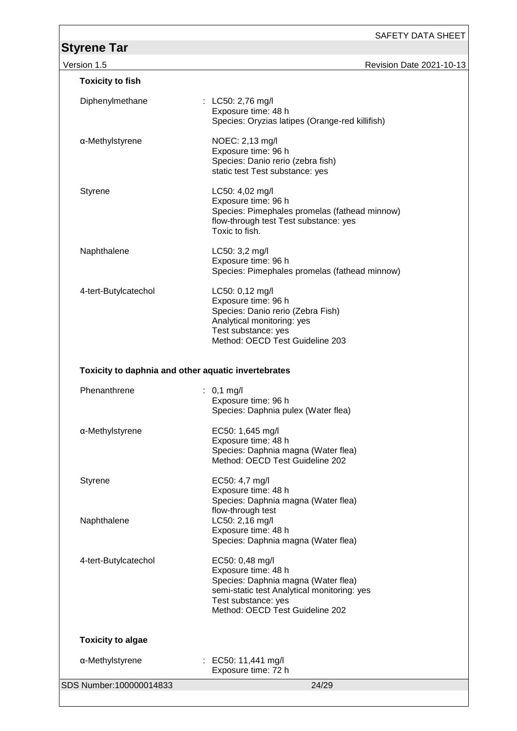**Toxicity to fish**

| | |
|---|---|
| Diphenylmethane | : LC50: 2,76 mg/l<br>Exposure time: 48 h<br>Species: Oryzias latipes (Orange-red killifish) |
| α-Methylstyrene | NOEC: 2,13 mg/l<br>Exposure time: 96 h<br>Species: Danio rerio (zebra fish)<br>static test Test substance: yes |
| Styrene | LC50: 4,02 mg/l<br>Exposure time: 96 h<br>Species: Pimephales promelas (fathead minnow)<br>flow-through test Test substance: yes<br>Toxic to fish. |
| Naphthalene | LC50: 3,2 mg/l<br>Exposure time: 96 h<br>Species: Pimephales promelas (fathead minnow) |
| 4-tert-Butylcatechol | LC50: 0,12 mg/l<br>Exposure time: 96 h<br>Species: Danio rerio (Zebra Fish)<br>Analytical monitoring: yes<br>Test substance: yes<br>Method: OECD Test Guideline 203 |

**Toxicity to daphnia and other aquatic invertebrates**

| | |
|---|---|
| Phenanthrene | : 0,1 mg/l<br>Exposure time: 96 h<br>Species: Daphnia pulex (Water flea) |
| α-Methylstyrene | EC50: 1,645 mg/l<br>Exposure time: 48 h<br>Species: Daphnia magna (Water flea)<br>Method: OECD Test Guideline 202 |
| Styrene | EC50: 4,7 mg/l<br>Exposure time: 48 h<br>Species: Daphnia magna (Water flea)<br>flow-through test |
| Naphthalene | LC50: 2,16 mg/l<br>Exposure time: 48 h<br>Species: Daphnia magna (Water flea) |
| 4-tert-Butylcatechol | EC50: 0,48 mg/l<br>Exposure time: 48 h<br>Species: Daphnia magna (Water flea)<br>semi-static test Analytical monitoring: yes<br>Test substance: yes<br>Method: OECD Test Guideline 202 |

**Toxicity to algae**

| | |
|---|---|
| α-Methylstyrene | : EC50: 11,441 mg/l<br>Exposure time: 72 h |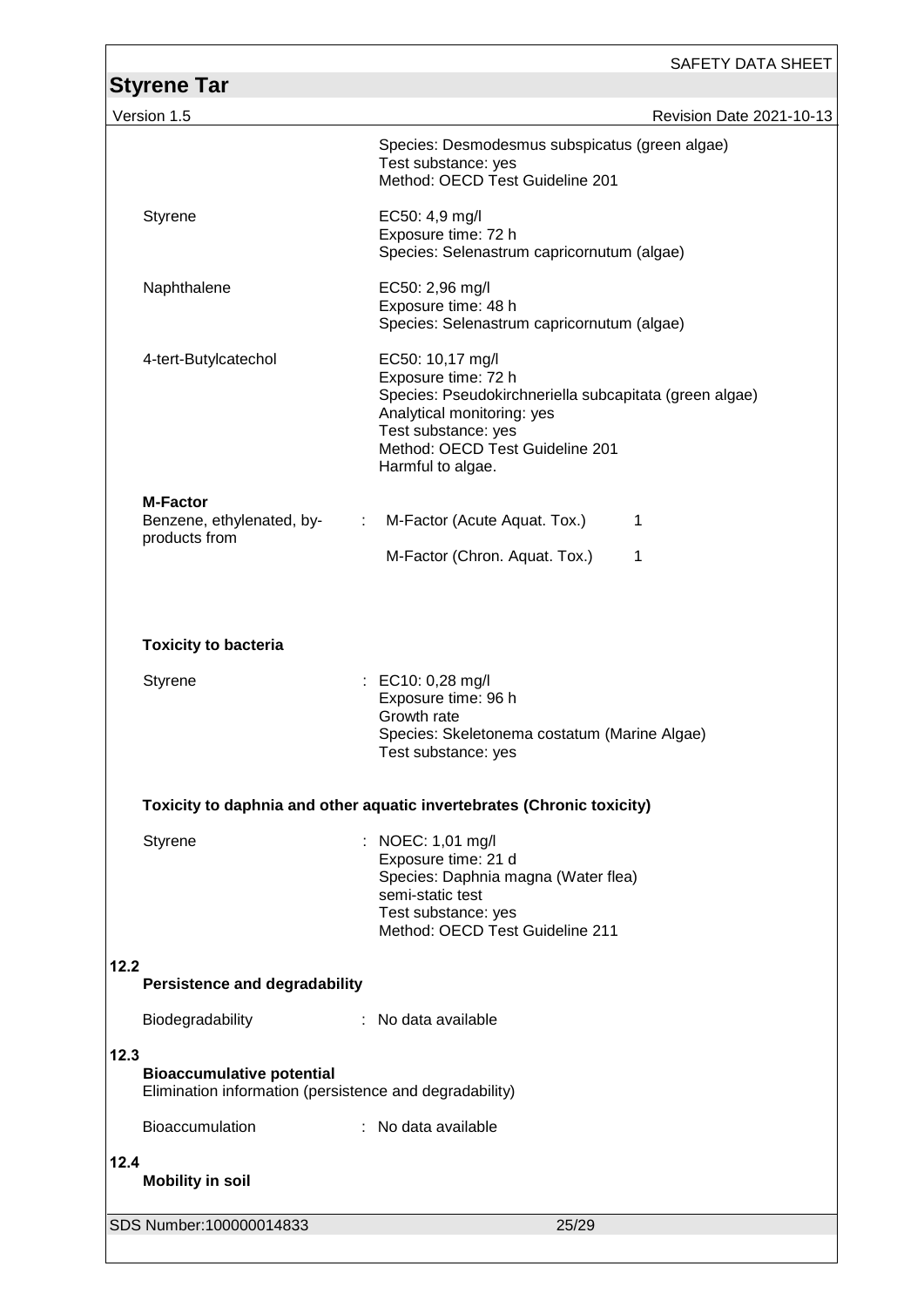Species: Desmodesmus subspicatus (green algae)
Test substance: yes
Method: OECD Test Guideline 201

Styrene

EC50: 4,9 mg/l
Exposure time: 72 h
Species: Selenastrum capricornutum (algae)

Naphthalene

EC50: 2,96 mg/l
Exposure time: 48 h
Species: Selenastrum capricornutum (algae)

4-tert-Butylcatechol

EC50: 10,17 mg/l
Exposure time: 72 h
Species: Pseudokirchneriella subcapitata (green algae)
Analytical monitoring: yes
Test substance: yes
Method: OECD Test Guideline 201
Harmful to algae.

**M-Factor**

Benzene, ethylenated, by-products from : M-Factor (Acute Aquat. Tox.) 1

M-Factor (Chron. Aquat. Tox.) 1

**Toxicity to bacteria**

Styrene : EC10: 0,28 mg/l
Exposure time: 96 h
Growth rate
Species: Skeletonema costatum (Marine Algae)
Test substance: yes

**Toxicity to daphnia and other aquatic invertebrates (Chronic toxicity)**

Styrene : NOEC: 1,01 mg/l
Exposure time: 21 d
Species: Daphnia magna (Water flea)
semi-static test
Test substance: yes
Method: OECD Test Guideline 211

## 12.2 Persistence and degradability

Biodegradability : No data available

## 12.3 Bioaccumulative potential

Elimination information (persistence and degradability)

Bioaccumulation : No data available

## 12.4 Mobility in soil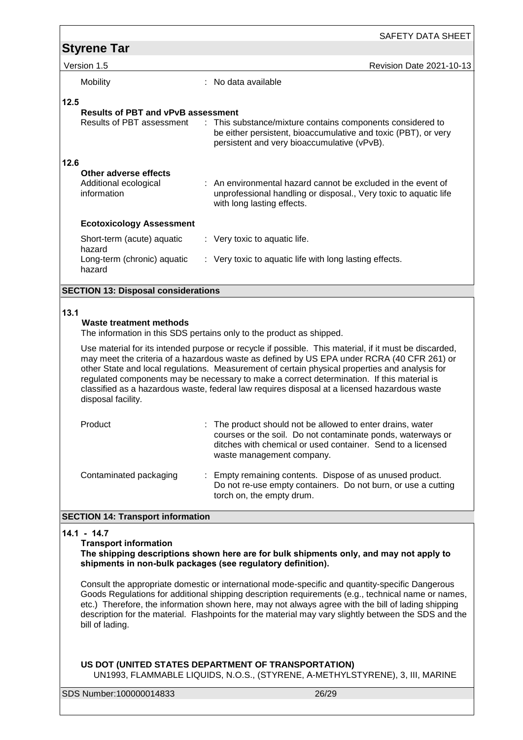| | |
|---|---|
| Mobility | : No data available |

**12.5**

**Results of PBT and vPvB assessment**

| | |
|---|---|
| Results of PBT assessment | : This substance/mixture contains components considered to be either persistent, bioaccumulative and toxic (PBT), or very persistent and very bioaccumulative (vPvB). |

**12.6**

**Other adverse effects**

| | |
|---|---|
| Additional ecological information | : An environmental hazard cannot be excluded in the event of unprofessional handling or disposal., Very toxic to aquatic life with long lasting effects. |

**Ecotoxicology Assessment**

| | |
|---|---|
| Short-term (acute) aquatic hazard | : Very toxic to aquatic life. |
| Long-term (chronic) aquatic hazard | : Very toxic to aquatic life with long lasting effects. |

## SECTION 13: Disposal considerations

**13.1**

**Waste treatment methods**

The information in this SDS pertains only to the product as shipped.

Use material for its intended purpose or recycle if possible. This material, if it must be discarded, may meet the criteria of a hazardous waste as defined by US EPA under RCRA (40 CFR 261) or other State and local regulations. Measurement of certain physical properties and analysis for regulated components may be necessary to make a correct determination. If this material is classified as a hazardous waste, federal law requires disposal at a licensed hazardous waste disposal facility.

| | |
|---|---|
| Product | : The product should not be allowed to enter drains, water courses or the soil. Do not contaminate ponds, waterways or ditches with chemical or used container. Send to a licensed waste management company. |
| Contaminated packaging | : Empty remaining contents. Dispose of as unused product. Do not re-use empty containers. Do not burn, or use a cutting torch on, the empty drum. |

## SECTION 14: Transport information

**14.1 - 14.7**

**Transport information**

**The shipping descriptions shown here are for bulk shipments only, and may not apply to shipments in non-bulk packages (see regulatory definition).**

Consult the appropriate domestic or international mode-specific and quantity-specific Dangerous Goods Regulations for additional shipping description requirements (e.g., technical name or names, etc.) Therefore, the information shown here, may not always agree with the bill of lading shipping description for the material. Flashpoints for the material may vary slightly between the SDS and the bill of lading.

**US DOT (UNITED STATES DEPARTMENT OF TRANSPORTATION)**

UN1993, FLAMMABLE LIQUIDS, N.O.S., (STYRENE, A-METHYLSTYRENE), 3, III, MARINE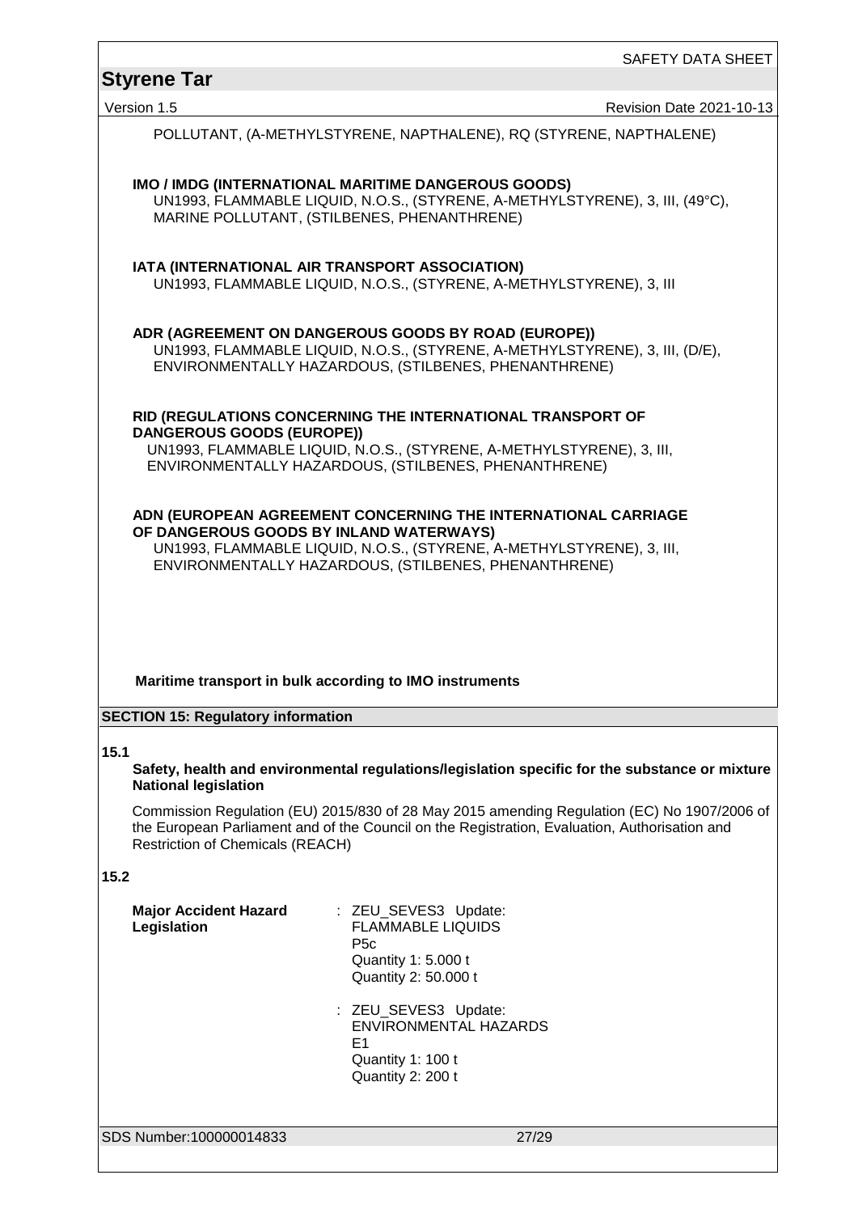POLLUTANT, (A-METHYLSTYRENE, NAPTHALENE), RQ (STYRENE, NAPTHALENE)

**IMO / IMDG (INTERNATIONAL MARITIME DANGEROUS GOODS)**
UN1993, FLAMMABLE LIQUID, N.O.S., (STYRENE, A-METHYLSTYRENE), 3, III, (49°C), MARINE POLLUTANT, (STILBENES, PHENANTHRENE)

**IATA (INTERNATIONAL AIR TRANSPORT ASSOCIATION)**
UN1993, FLAMMABLE LIQUID, N.O.S., (STYRENE, A-METHYLSTYRENE), 3, III

**ADR (AGREEMENT ON DANGEROUS GOODS BY ROAD (EUROPE))**
UN1993, FLAMMABLE LIQUID, N.O.S., (STYRENE, A-METHYLSTYRENE), 3, III, (D/E), ENVIRONMENTALLY HAZARDOUS, (STILBENES, PHENANTHRENE)

**RID (REGULATIONS CONCERNING THE INTERNATIONAL TRANSPORT OF DANGEROUS GOODS (EUROPE))**
UN1993, FLAMMABLE LIQUID, N.O.S., (STYRENE, A-METHYLSTYRENE), 3, III, ENVIRONMENTALLY HAZARDOUS, (STILBENES, PHENANTHRENE)

**ADN (EUROPEAN AGREEMENT CONCERNING THE INTERNATIONAL CARRIAGE OF DANGEROUS GOODS BY INLAND WATERWAYS)**
UN1993, FLAMMABLE LIQUID, N.O.S., (STYRENE, A-METHYLSTYRENE), 3, III, ENVIRONMENTALLY HAZARDOUS, (STILBENES, PHENANTHRENE)

**Maritime transport in bulk according to IMO instruments**

## SECTION 15: Regulatory information

**15.1**

**Safety, health and environmental regulations/legislation specific for the substance or mixture**
**National legislation**

Commission Regulation (EU) 2015/830 of 28 May 2015 amending Regulation (EC) No 1907/2006 of the European Parliament and of the Council on the Registration, Evaluation, Authorisation and Restriction of Chemicals (REACH)

**15.2**

**Major Accident Hazard Legislation** : ZEU_SEVES3 Update:
FLAMMABLE LIQUIDS
P5c
Quantity 1: 5.000 t
Quantity 2: 50.000 t

: ZEU_SEVES3 Update:
ENVIRONMENTAL HAZARDS
E1
Quantity 1: 100 t
Quantity 2: 200 t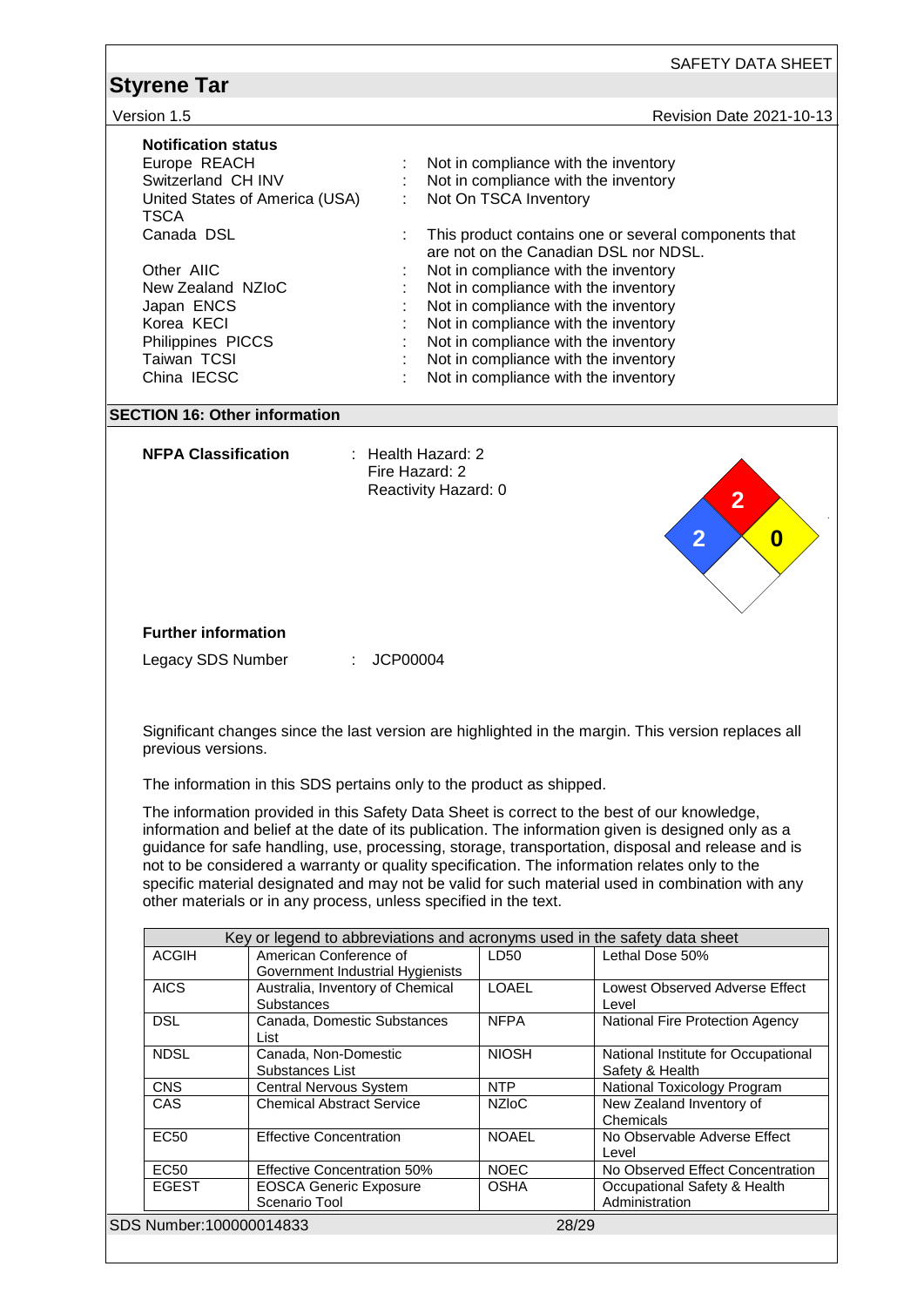**Notification status**

| | | |
|---|---|---|
| Europe REACH | : | Not in compliance with the inventory |
| Switzerland CH INV | : | Not in compliance with the inventory |
| United States of America (USA) TSCA | : | Not On TSCA Inventory |
| Canada DSL | : | This product contains one or several components that are not on the Canadian DSL nor NDSL. |
| Other AIIC | : | Not in compliance with the inventory |
| New Zealand NZIoC | : | Not in compliance with the inventory |
| Japan ENCS | : | Not in compliance with the inventory |
| Korea KECI | : | Not in compliance with the inventory |
| Philippines PICCS | : | Not in compliance with the inventory |
| Taiwan TCSI | : | Not in compliance with the inventory |
| China IECSC | : | Not in compliance with the inventory |

## SECTION 16: Other information

**NFPA Classification** : Health Hazard: 2
Fire Hazard: 2
Reactivity Hazard: 0

**Further information**

Legacy SDS Number : JCP00004

Significant changes since the last version are highlighted in the margin. This version replaces all previous versions.

The information in this SDS pertains only to the product as shipped.

The information provided in this Safety Data Sheet is correct to the best of our knowledge, information and belief at the date of its publication. The information given is designed only as a guidance for safe handling, use, processing, storage, transportation, disposal and release and is not to be considered a warranty or quality specification. The information relates only to the specific material designated and may not be valid for such material used in combination with any other materials or in any process, unless specified in the text.

| Key or legend to abbreviations and acronyms used in the safety data sheet | | | |
|---|---|---|---|
| ACGIH | American Conference of Government Industrial Hygienists | LD50 | Lethal Dose 50% |
| AICS | Australia, Inventory of Chemical Substances | LOAEL | Lowest Observed Adverse Effect Level |
| DSL | Canada, Domestic Substances List | NFPA | National Fire Protection Agency |
| NDSL | Canada, Non-Domestic Substances List | NIOSH | National Institute for Occupational Safety & Health |
| CNS | Central Nervous System | NTP | National Toxicology Program |
| CAS | Chemical Abstract Service | NZIoC | New Zealand Inventory of Chemicals |
| EC50 | Effective Concentration | NOAEL | No Observable Adverse Effect Level |
| EC50 | Effective Concentration 50% | NOEC | No Observed Effect Concentration |
| EGEST | EOSCA Generic Exposure Scenario Tool | OSHA | Occupational Safety & Health Administration |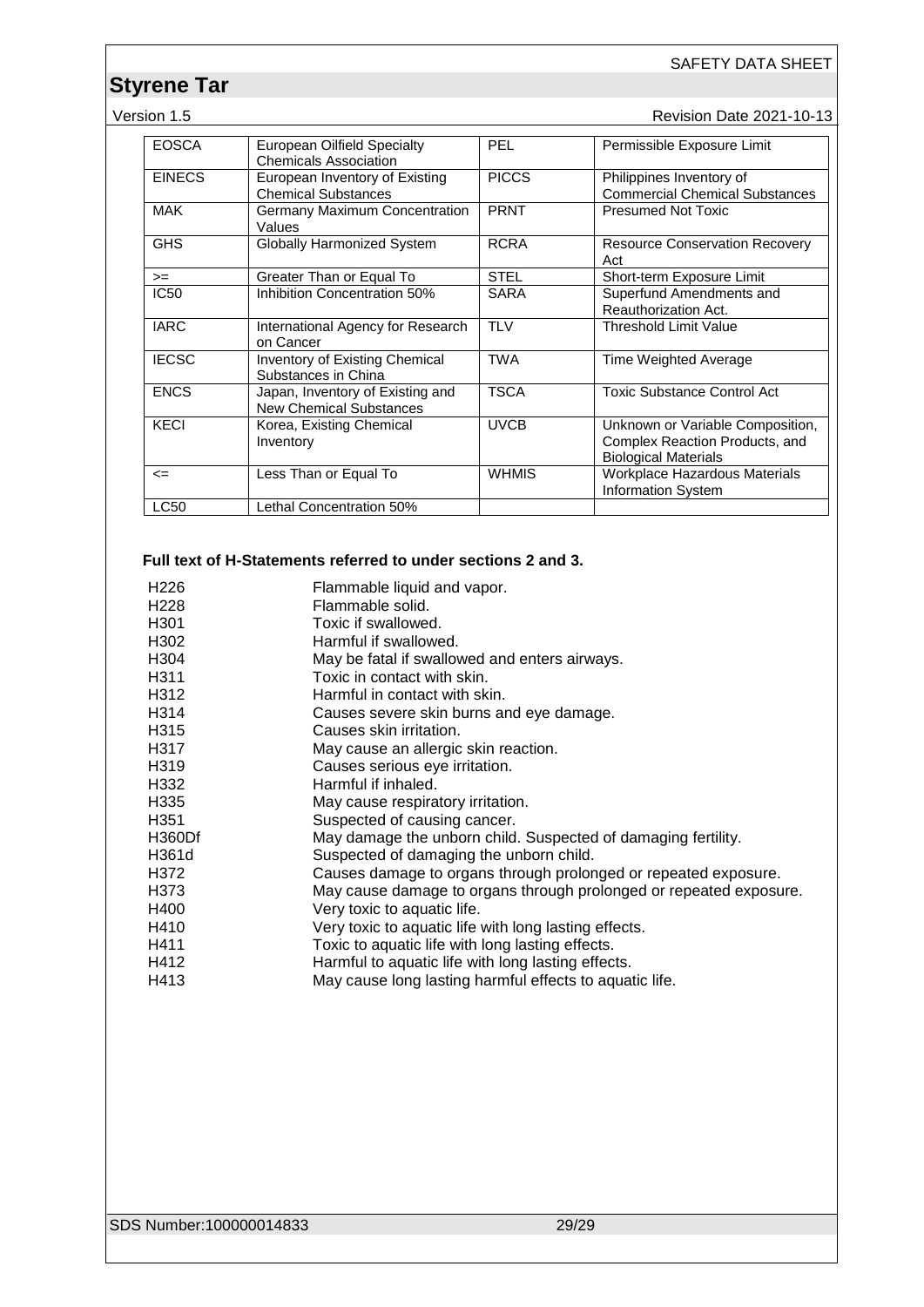| | | | |
|---|---|---|---|
| EOSCA | European Oilfield Specialty Chemicals Association | PEL | Permissible Exposure Limit |
| EINECS | European Inventory of Existing Chemical Substances | PICCS | Philippines Inventory of Commercial Chemical Substances |
| MAK | Germany Maximum Concentration Values | PRNT | Presumed Not Toxic |
| GHS | Globally Harmonized System | RCRA | Resource Conservation Recovery Act |
| >= | Greater Than or Equal To | STEL | Short-term Exposure Limit |
| IC50 | Inhibition Concentration 50% | SARA | Superfund Amendments and Reauthorization Act. |
| IARC | International Agency for Research on Cancer | TLV | Threshold Limit Value |
| IECSC | Inventory of Existing Chemical Substances in China | TWA | Time Weighted Average |
| ENCS | Japan, Inventory of Existing and New Chemical Substances | TSCA | Toxic Substance Control Act |
| KECI | Korea, Existing Chemical Inventory | UVCB | Unknown or Variable Composition, Complex Reaction Products, and Biological Materials |
| <= | Less Than or Equal To | WHMIS | Workplace Hazardous Materials Information System |
| LC50 | Lethal Concentration 50% | | |

**Full text of H-Statements referred to under sections 2 and 3.**

| | |
|---|---|
| H226 | Flammable liquid and vapor. |
| H228 | Flammable solid. |
| H301 | Toxic if swallowed. |
| H302 | Harmful if swallowed. |
| H304 | May be fatal if swallowed and enters airways. |
| H311 | Toxic in contact with skin. |
| H312 | Harmful in contact with skin. |
| H314 | Causes severe skin burns and eye damage. |
| H315 | Causes skin irritation. |
| H317 | May cause an allergic skin reaction. |
| H319 | Causes serious eye irritation. |
| H332 | Harmful if inhaled. |
| H335 | May cause respiratory irritation. |
| H351 | Suspected of causing cancer. |
| H360Df | May damage the unborn child. Suspected of damaging fertility. |
| H361d | Suspected of damaging the unborn child. |
| H372 | Causes damage to organs through prolonged or repeated exposure. |
| H373 | May cause damage to organs through prolonged or repeated exposure. |
| H400 | Very toxic to aquatic life. |
| H410 | Very toxic to aquatic life with long lasting effects. |
| H411 | Toxic to aquatic life with long lasting effects. |
| H412 | Harmful to aquatic life with long lasting effects. |
| H413 | May cause long lasting harmful effects to aquatic life. |